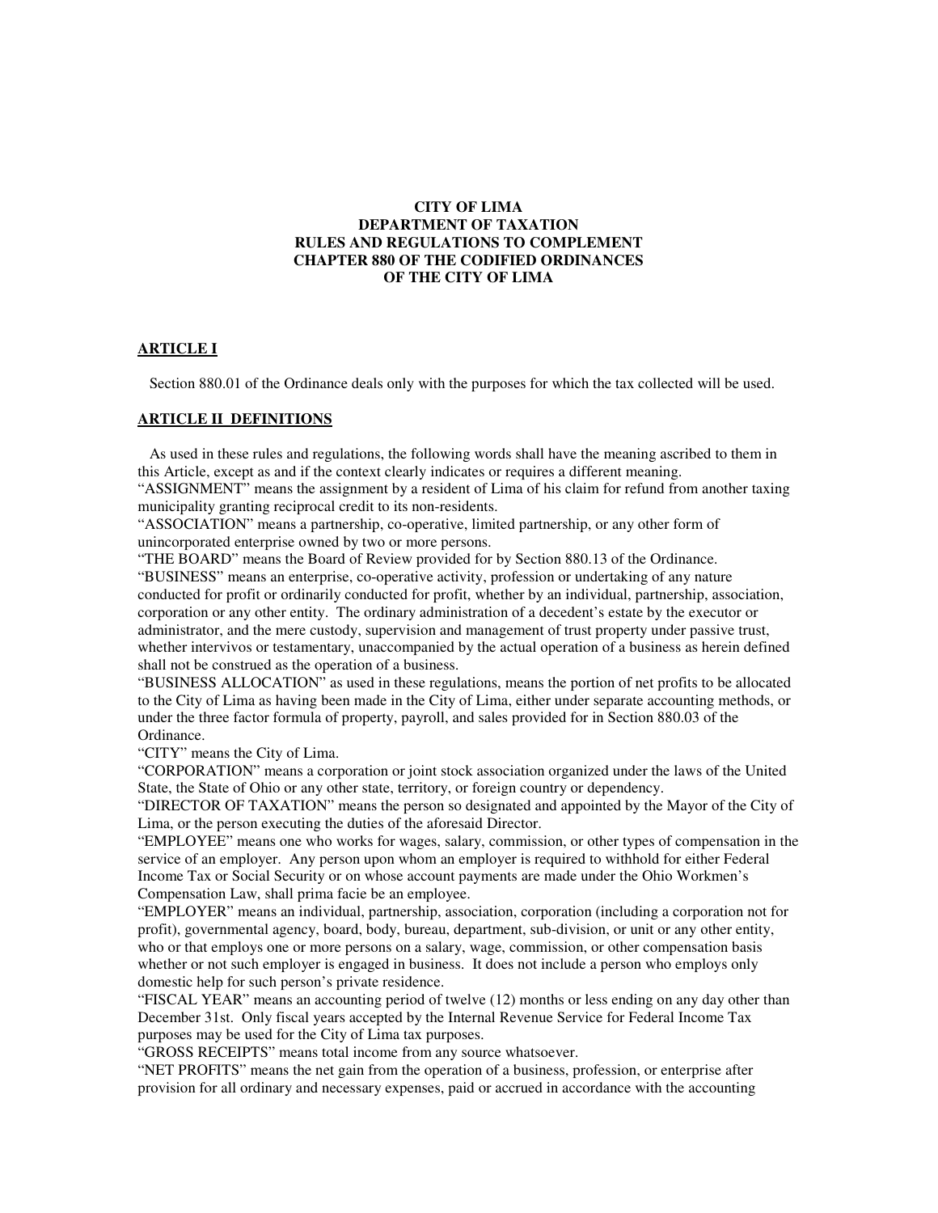**CITY OF LIMA**
**DEPARTMENT OF TAXATION**
**RULES AND REGULATIONS TO COMPLEMENT**
**CHAPTER 880 OF THE CODIFIED ORDINANCES**
**OF THE CITY OF LIMA**

## ARTICLE I

Section 880.01 of the Ordinance deals only with the purposes for which the tax collected will be used.

## ARTICLE II DEFINITIONS

As used in these rules and regulations, the following words shall have the meaning ascribed to them in this Article, except as and if the context clearly indicates or requires a different meaning.

"ASSIGNMENT" means the assignment by a resident of Lima of his claim for refund from another taxing municipality granting reciprocal credit to its non-residents.

"ASSOCIATION" means a partnership, co-operative, limited partnership, or any other form of unincorporated enterprise owned by two or more persons.

"THE BOARD" means the Board of Review provided for by Section 880.13 of the Ordinance.

"BUSINESS" means an enterprise, co-operative activity, profession or undertaking of any nature conducted for profit or ordinarily conducted for profit, whether by an individual, partnership, association, corporation or any other entity. The ordinary administration of a decedent's estate by the executor or administrator, and the mere custody, supervision and management of trust property under passive trust, whether intervivos or testamentary, unaccompanied by the actual operation of a business as herein defined shall not be construed as the operation of a business.

"BUSINESS ALLOCATION" as used in these regulations, means the portion of net profits to be allocated to the City of Lima as having been made in the City of Lima, either under separate accounting methods, or under the three factor formula of property, payroll, and sales provided for in Section 880.03 of the Ordinance.

"CITY" means the City of Lima.

"CORPORATION" means a corporation or joint stock association organized under the laws of the United State, the State of Ohio or any other state, territory, or foreign country or dependency.

"DIRECTOR OF TAXATION" means the person so designated and appointed by the Mayor of the City of Lima, or the person executing the duties of the aforesaid Director.

"EMPLOYEE" means one who works for wages, salary, commission, or other types of compensation in the service of an employer. Any person upon whom an employer is required to withhold for either Federal Income Tax or Social Security or on whose account payments are made under the Ohio Workmen's Compensation Law, shall prima facie be an employee.

"EMPLOYER" means an individual, partnership, association, corporation (including a corporation not for profit), governmental agency, board, body, bureau, department, sub-division, or unit or any other entity, who or that employs one or more persons on a salary, wage, commission, or other compensation basis whether or not such employer is engaged in business. It does not include a person who employs only domestic help for such person's private residence.

"FISCAL YEAR" means an accounting period of twelve (12) months or less ending on any day other than December 31st. Only fiscal years accepted by the Internal Revenue Service for Federal Income Tax purposes may be used for the City of Lima tax purposes.

"GROSS RECEIPTS" means total income from any source whatsoever.

"NET PROFITS" means the net gain from the operation of a business, profession, or enterprise after provision for all ordinary and necessary expenses, paid or accrued in accordance with the accounting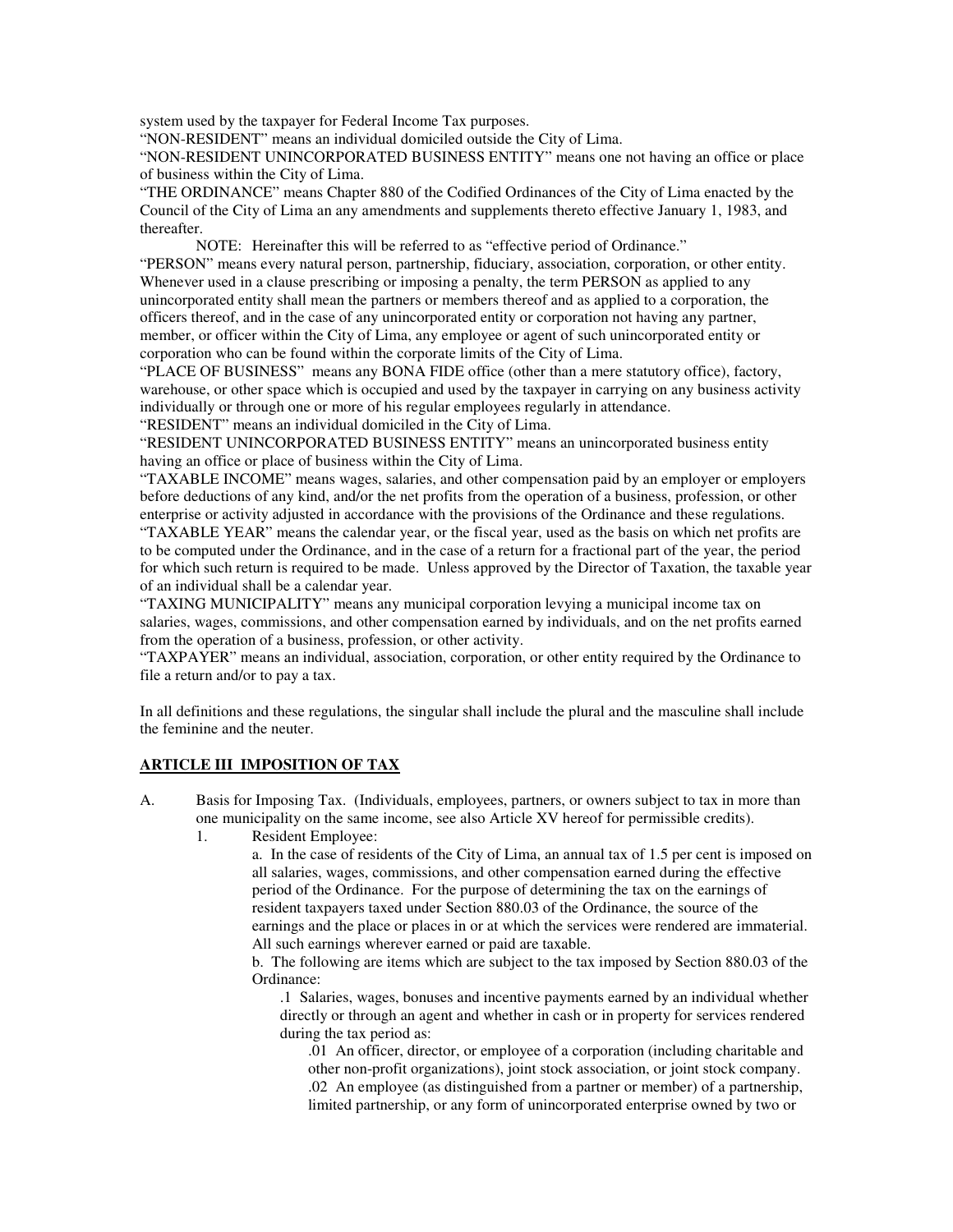system used by the taxpayer for Federal Income Tax purposes.

"NON-RESIDENT" means an individual domiciled outside the City of Lima.

"NON-RESIDENT UNINCORPORATED BUSINESS ENTITY" means one not having an office or place of business within the City of Lima.

"THE ORDINANCE" means Chapter 880 of the Codified Ordinances of the City of Lima enacted by the Council of the City of Lima an any amendments and supplements thereto effective January 1, 1983, and thereafter.

NOTE: Hereinafter this will be referred to as "effective period of Ordinance."

"PERSON" means every natural person, partnership, fiduciary, association, corporation, or other entity. Whenever used in a clause prescribing or imposing a penalty, the term PERSON as applied to any unincorporated entity shall mean the partners or members thereof and as applied to a corporation, the officers thereof, and in the case of any unincorporated entity or corporation not having any partner, member, or officer within the City of Lima, any employee or agent of such unincorporated entity or corporation who can be found within the corporate limits of the City of Lima.

"PLACE OF BUSINESS" means any BONA FIDE office (other than a mere statutory office), factory, warehouse, or other space which is occupied and used by the taxpayer in carrying on any business activity individually or through one or more of his regular employees regularly in attendance.

"RESIDENT" means an individual domiciled in the City of Lima.

"RESIDENT UNINCORPORATED BUSINESS ENTITY" means an unincorporated business entity having an office or place of business within the City of Lima.

"TAXABLE INCOME" means wages, salaries, and other compensation paid by an employer or employers before deductions of any kind, and/or the net profits from the operation of a business, profession, or other enterprise or activity adjusted in accordance with the provisions of the Ordinance and these regulations.

"TAXABLE YEAR" means the calendar year, or the fiscal year, used as the basis on which net profits are to be computed under the Ordinance, and in the case of a return for a fractional part of the year, the period for which such return is required to be made. Unless approved by the Director of Taxation, the taxable year of an individual shall be a calendar year.

"TAXING MUNICIPALITY" means any municipal corporation levying a municipal income tax on salaries, wages, commissions, and other compensation earned by individuals, and on the net profits earned from the operation of a business, profession, or other activity.

"TAXPAYER" means an individual, association, corporation, or other entity required by the Ordinance to file a return and/or to pay a tax.

In all definitions and these regulations, the singular shall include the plural and the masculine shall include the feminine and the neuter.

## ARTICLE III IMPOSITION OF TAX

A. Basis for Imposing Tax. (Individuals, employees, partners, or owners subject to tax in more than one municipality on the same income, see also Article XV hereof for permissible credits).

1. Resident Employee:

   a. In the case of residents of the City of Lima, an annual tax of 1.5 per cent is imposed on all salaries, wages, commissions, and other compensation earned during the effective period of the Ordinance. For the purpose of determining the tax on the earnings of resident taxpayers taxed under Section 880.03 of the Ordinance, the source of the earnings and the place or places in or at which the services were rendered are immaterial. All such earnings wherever earned or paid are taxable.

   b. The following are items which are subject to the tax imposed by Section 880.03 of the Ordinance:

   .1 Salaries, wages, bonuses and incentive payments earned by an individual whether directly or through an agent and whether in cash or in property for services rendered during the tax period as:

   .01 An officer, director, or employee of a corporation (including charitable and other non-profit organizations), joint stock association, or joint stock company.

   .02 An employee (as distinguished from a partner or member) of a partnership, limited partnership, or any form of unincorporated enterprise owned by two or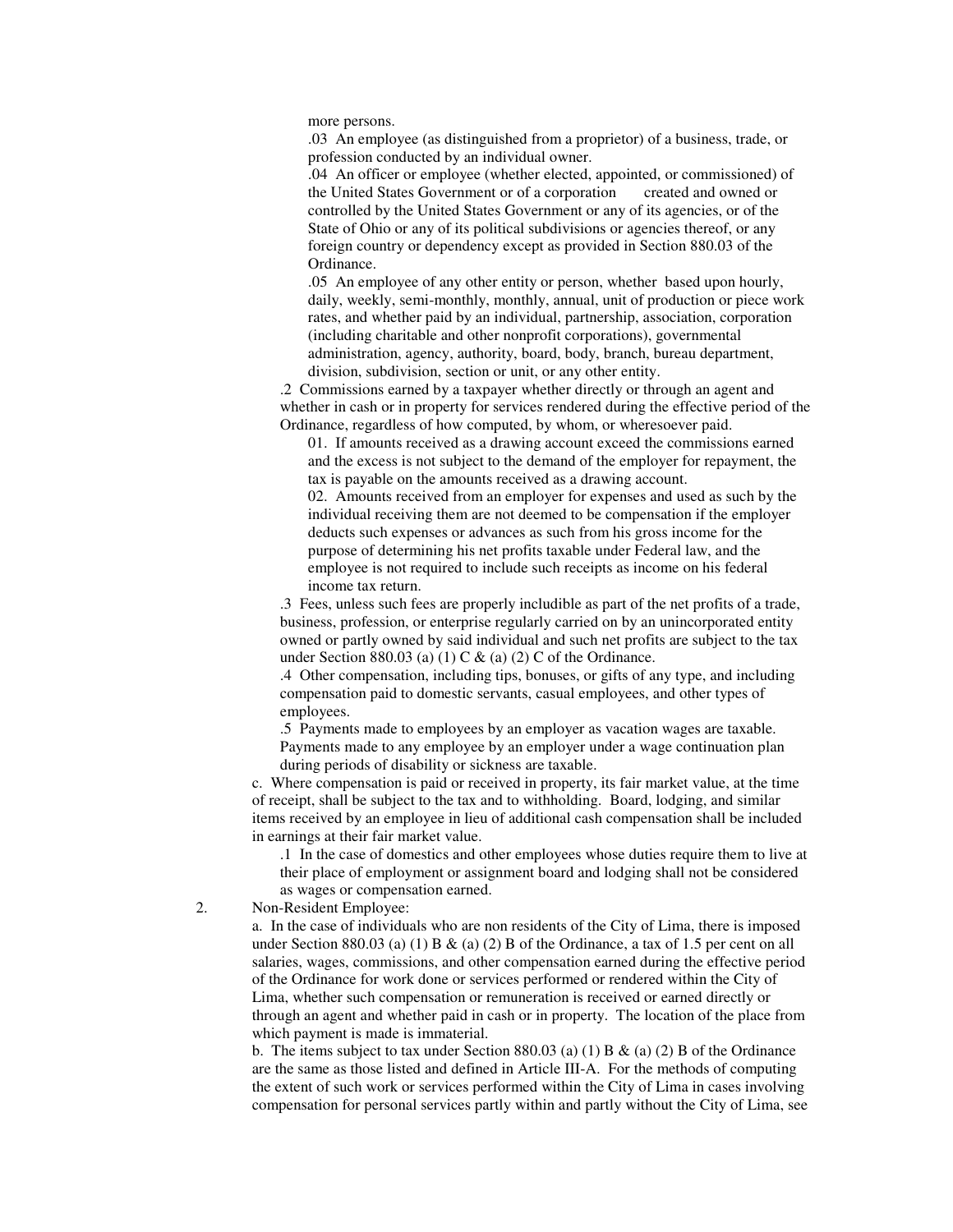more persons.

.03 An employee (as distinguished from a proprietor) of a business, trade, or profession conducted by an individual owner.

.04 An officer or employee (whether elected, appointed, or commissioned) of the United States Government or of a corporation created and owned or controlled by the United States Government or any of its agencies, or of the State of Ohio or any of its political subdivisions or agencies thereof, or any foreign country or dependency except as provided in Section 880.03 of the Ordinance.

.05 An employee of any other entity or person, whether based upon hourly, daily, weekly, semi-monthly, monthly, annual, unit of production or piece work rates, and whether paid by an individual, partnership, association, corporation (including charitable and other nonprofit corporations), governmental administration, agency, authority, board, body, branch, bureau department, division, subdivision, section or unit, or any other entity.

.2 Commissions earned by a taxpayer whether directly or through an agent and whether in cash or in property for services rendered during the effective period of the Ordinance, regardless of how computed, by whom, or wheresoever paid.

01. If amounts received as a drawing account exceed the commissions earned and the excess is not subject to the demand of the employer for repayment, the tax is payable on the amounts received as a drawing account.

02. Amounts received from an employer for expenses and used as such by the individual receiving them are not deemed to be compensation if the employer deducts such expenses or advances as such from his gross income for the purpose of determining his net profits taxable under Federal law, and the employee is not required to include such receipts as income on his federal income tax return.

.3 Fees, unless such fees are properly includible as part of the net profits of a trade, business, profession, or enterprise regularly carried on by an unincorporated entity owned or partly owned by said individual and such net profits are subject to the tax under Section 880.03 (a) (1) C & (a) (2) C of the Ordinance.

.4 Other compensation, including tips, bonuses, or gifts of any type, and including compensation paid to domestic servants, casual employees, and other types of employees.

.5 Payments made to employees by an employer as vacation wages are taxable. Payments made to any employee by an employer under a wage continuation plan during periods of disability or sickness are taxable.

c. Where compensation is paid or received in property, its fair market value, at the time of receipt, shall be subject to the tax and to withholding. Board, lodging, and similar items received by an employee in lieu of additional cash compensation shall be included in earnings at their fair market value.

.1 In the case of domestics and other employees whose duties require them to live at their place of employment or assignment board and lodging shall not be considered as wages or compensation earned.

2. Non-Resident Employee:

a. In the case of individuals who are non residents of the City of Lima, there is imposed under Section 880.03 (a) (1) B & (a) (2) B of the Ordinance, a tax of 1.5 per cent on all salaries, wages, commissions, and other compensation earned during the effective period of the Ordinance for work done or services performed or rendered within the City of Lima, whether such compensation or remuneration is received or earned directly or through an agent and whether paid in cash or in property. The location of the place from which payment is made is immaterial.

b. The items subject to tax under Section 880.03 (a) (1) B & (a) (2) B of the Ordinance are the same as those listed and defined in Article III-A. For the methods of computing the extent of such work or services performed within the City of Lima in cases involving compensation for personal services partly within and partly without the City of Lima, see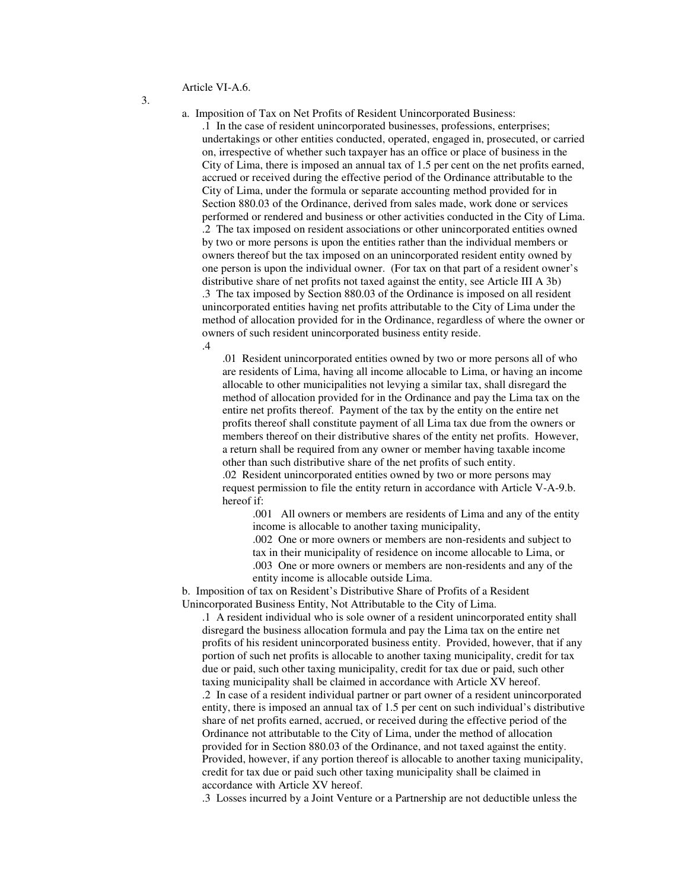Article VI-A.6.

3.

a. Imposition of Tax on Net Profits of Resident Unincorporated Business:

.1 In the case of resident unincorporated businesses, professions, enterprises; undertakings or other entities conducted, operated, engaged in, prosecuted, or carried on, irrespective of whether such taxpayer has an office or place of business in the City of Lima, there is imposed an annual tax of 1.5 per cent on the net profits earned, accrued or received during the effective period of the Ordinance attributable to the City of Lima, under the formula or separate accounting method provided for in Section 880.03 of the Ordinance, derived from sales made, work done or services performed or rendered and business or other activities conducted in the City of Lima.

.2 The tax imposed on resident associations or other unincorporated entities owned by two or more persons is upon the entities rather than the individual members or owners thereof but the tax imposed on an unincorporated resident entity owned by one person is upon the individual owner. (For tax on that part of a resident owner's distributive share of net profits not taxed against the entity, see Article III A 3b)

.3 The tax imposed by Section 880.03 of the Ordinance is imposed on all resident unincorporated entities having net profits attributable to the City of Lima under the method of allocation provided for in the Ordinance, regardless of where the owner or owners of such resident unincorporated business entity reside.

.4

.01 Resident unincorporated entities owned by two or more persons all of who are residents of Lima, having all income allocable to Lima, or having an income allocable to other municipalities not levying a similar tax, shall disregard the method of allocation provided for in the Ordinance and pay the Lima tax on the entire net profits thereof. Payment of the tax by the entity on the entire net profits thereof shall constitute payment of all Lima tax due from the owners or members thereof on their distributive shares of the entity net profits. However, a return shall be required from any owner or member having taxable income other than such distributive share of the net profits of such entity.

.02 Resident unincorporated entities owned by two or more persons may request permission to file the entity return in accordance with Article V-A-9.b. hereof if:

.001 All owners or members are residents of Lima and any of the entity income is allocable to another taxing municipality,

.002 One or more owners or members are non-residents and subject to tax in their municipality of residence on income allocable to Lima, or

.003 One or more owners or members are non-residents and any of the entity income is allocable outside Lima.

b. Imposition of tax on Resident's Distributive Share of Profits of a Resident Unincorporated Business Entity, Not Attributable to the City of Lima.

.1 A resident individual who is sole owner of a resident unincorporated entity shall disregard the business allocation formula and pay the Lima tax on the entire net profits of his resident unincorporated business entity. Provided, however, that if any portion of such net profits is allocable to another taxing municipality, credit for tax due or paid, such other taxing municipality, credit for tax due or paid, such other taxing municipality shall be claimed in accordance with Article XV hereof.

.2 In case of a resident individual partner or part owner of a resident unincorporated entity, there is imposed an annual tax of 1.5 per cent on such individual's distributive share of net profits earned, accrued, or received during the effective period of the Ordinance not attributable to the City of Lima, under the method of allocation provided for in Section 880.03 of the Ordinance, and not taxed against the entity. Provided, however, if any portion thereof is allocable to another taxing municipality, credit for tax due or paid such other taxing municipality shall be claimed in accordance with Article XV hereof.

.3 Losses incurred by a Joint Venture or a Partnership are not deductible unless the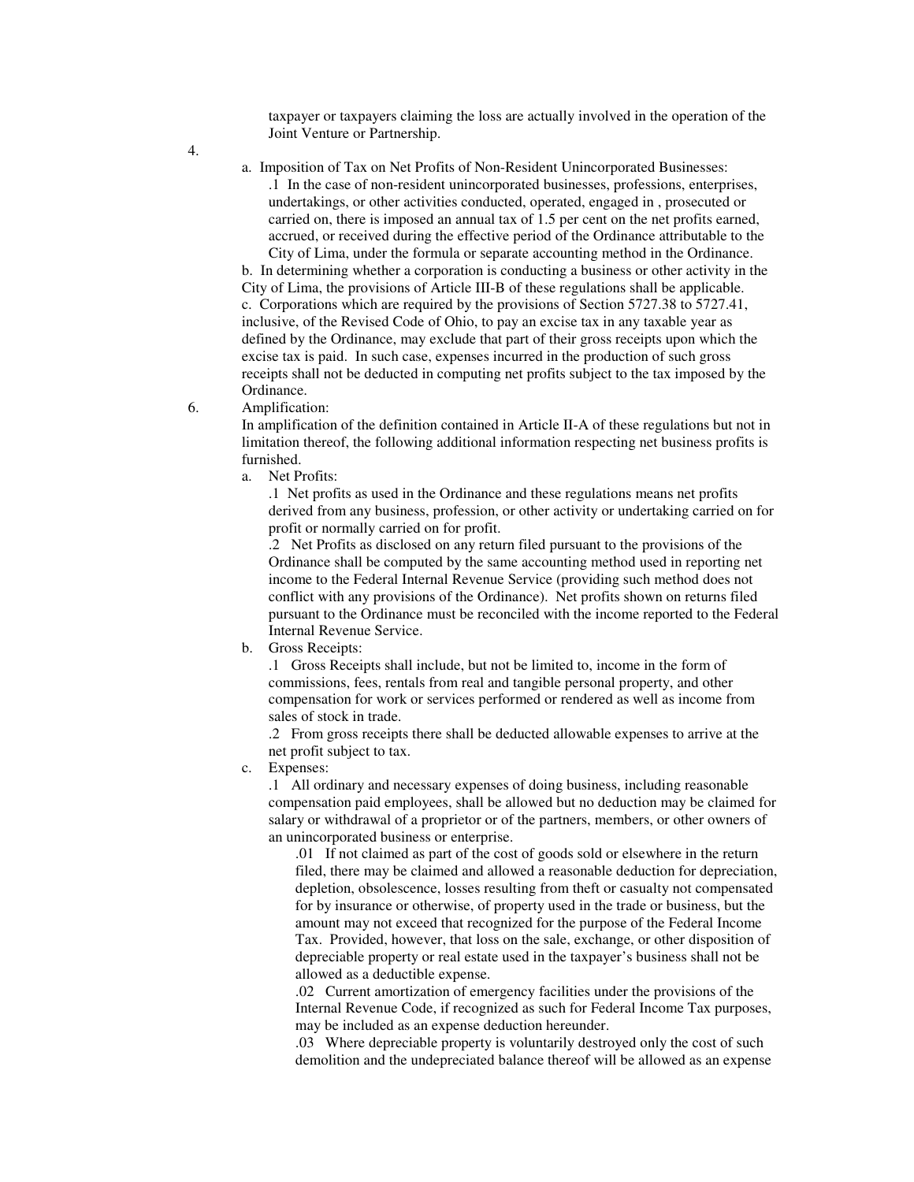taxpayer or taxpayers claiming the loss are actually involved in the operation of the Joint Venture or Partnership.

4.

a. Imposition of Tax on Net Profits of Non-Resident Unincorporated Businesses:

.1 In the case of non-resident unincorporated businesses, professions, enterprises, undertakings, or other activities conducted, operated, engaged in , prosecuted or carried on, there is imposed an annual tax of 1.5 per cent on the net profits earned, accrued, or received during the effective period of the Ordinance attributable to the City of Lima, under the formula or separate accounting method in the Ordinance.

b. In determining whether a corporation is conducting a business or other activity in the City of Lima, the provisions of Article III-B of these regulations shall be applicable.

c. Corporations which are required by the provisions of Section 5727.38 to 5727.41, inclusive, of the Revised Code of Ohio, to pay an excise tax in any taxable year as defined by the Ordinance, may exclude that part of their gross receipts upon which the excise tax is paid. In such case, expenses incurred in the production of such gross receipts shall not be deducted in computing net profits subject to the tax imposed by the Ordinance.

6. Amplification:

In amplification of the definition contained in Article II-A of these regulations but not in limitation thereof, the following additional information respecting net business profits is furnished.

a. Net Profits:

.1 Net profits as used in the Ordinance and these regulations means net profits derived from any business, profession, or other activity or undertaking carried on for profit or normally carried on for profit.

.2 Net Profits as disclosed on any return filed pursuant to the provisions of the Ordinance shall be computed by the same accounting method used in reporting net income to the Federal Internal Revenue Service (providing such method does not conflict with any provisions of the Ordinance). Net profits shown on returns filed pursuant to the Ordinance must be reconciled with the income reported to the Federal Internal Revenue Service.

b. Gross Receipts:

.1 Gross Receipts shall include, but not be limited to, income in the form of commissions, fees, rentals from real and tangible personal property, and other compensation for work or services performed or rendered as well as income from sales of stock in trade.

.2 From gross receipts there shall be deducted allowable expenses to arrive at the net profit subject to tax.

c. Expenses:

.1 All ordinary and necessary expenses of doing business, including reasonable compensation paid employees, shall be allowed but no deduction may be claimed for salary or withdrawal of a proprietor or of the partners, members, or other owners of an unincorporated business or enterprise.

.01 If not claimed as part of the cost of goods sold or elsewhere in the return filed, there may be claimed and allowed a reasonable deduction for depreciation, depletion, obsolescence, losses resulting from theft or casualty not compensated for by insurance or otherwise, of property used in the trade or business, but the amount may not exceed that recognized for the purpose of the Federal Income Tax. Provided, however, that loss on the sale, exchange, or other disposition of depreciable property or real estate used in the taxpayer's business shall not be allowed as a deductible expense.

.02 Current amortization of emergency facilities under the provisions of the Internal Revenue Code, if recognized as such for Federal Income Tax purposes, may be included as an expense deduction hereunder.

.03 Where depreciable property is voluntarily destroyed only the cost of such demolition and the undepreciated balance thereof will be allowed as an expense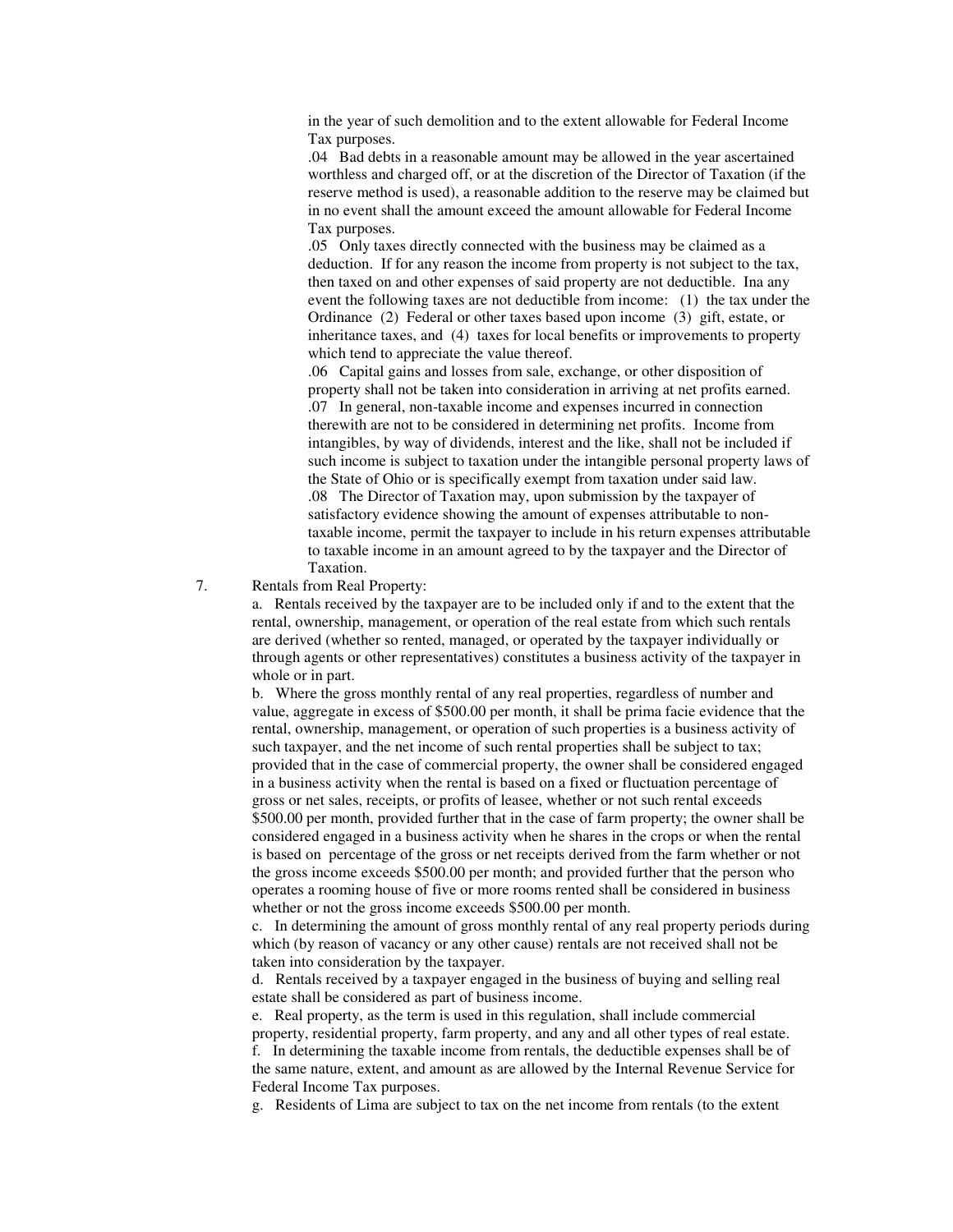in the year of such demolition and to the extent allowable for Federal Income Tax purposes.

.04 Bad debts in a reasonable amount may be allowed in the year ascertained worthless and charged off, or at the discretion of the Director of Taxation (if the reserve method is used), a reasonable addition to the reserve may be claimed but in no event shall the amount exceed the amount allowable for Federal Income Tax purposes.

.05 Only taxes directly connected with the business may be claimed as a deduction. If for any reason the income from property is not subject to the tax, then taxed on and other expenses of said property are not deductible. Ina any event the following taxes are not deductible from income: (1) the tax under the Ordinance (2) Federal or other taxes based upon income (3) gift, estate, or inheritance taxes, and (4) taxes for local benefits or improvements to property which tend to appreciate the value thereof.

.06 Capital gains and losses from sale, exchange, or other disposition of property shall not be taken into consideration in arriving at net profits earned.

.07 In general, non-taxable income and expenses incurred in connection therewith are not to be considered in determining net profits. Income from intangibles, by way of dividends, interest and the like, shall not be included if such income is subject to taxation under the intangible personal property laws of the State of Ohio or is specifically exempt from taxation under said law.

.08 The Director of Taxation may, upon submission by the taxpayer of satisfactory evidence showing the amount of expenses attributable to non-taxable income, permit the taxpayer to include in his return expenses attributable to taxable income in an amount agreed to by the taxpayer and the Director of Taxation.

7. Rentals from Real Property:

a. Rentals received by the taxpayer are to be included only if and to the extent that the rental, ownership, management, or operation of the real estate from which such rentals are derived (whether so rented, managed, or operated by the taxpayer individually or through agents or other representatives) constitutes a business activity of the taxpayer in whole or in part.

b. Where the gross monthly rental of any real properties, regardless of number and value, aggregate in excess of $500.00 per month, it shall be prima facie evidence that the rental, ownership, management, or operation of such properties is a business activity of such taxpayer, and the net income of such rental properties shall be subject to tax; provided that in the case of commercial property, the owner shall be considered engaged in a business activity when the rental is based on a fixed or fluctuation percentage of gross or net sales, receipts, or profits of leasee, whether or not such rental exceeds $500.00 per month, provided further that in the case of farm property; the owner shall be considered engaged in a business activity when he shares in the crops or when the rental is based on percentage of the gross or net receipts derived from the farm whether or not the gross income exceeds $500.00 per month; and provided further that the person who operates a rooming house of five or more rooms rented shall be considered in business whether or not the gross income exceeds $500.00 per month.

c. In determining the amount of gross monthly rental of any real property periods during which (by reason of vacancy or any other cause) rentals are not received shall not be taken into consideration by the taxpayer.

d. Rentals received by a taxpayer engaged in the business of buying and selling real estate shall be considered as part of business income.

e. Real property, as the term is used in this regulation, shall include commercial property, residential property, farm property, and any and all other types of real estate.

f. In determining the taxable income from rentals, the deductible expenses shall be of the same nature, extent, and amount as are allowed by the Internal Revenue Service for Federal Income Tax purposes.

g. Residents of Lima are subject to tax on the net income from rentals (to the extent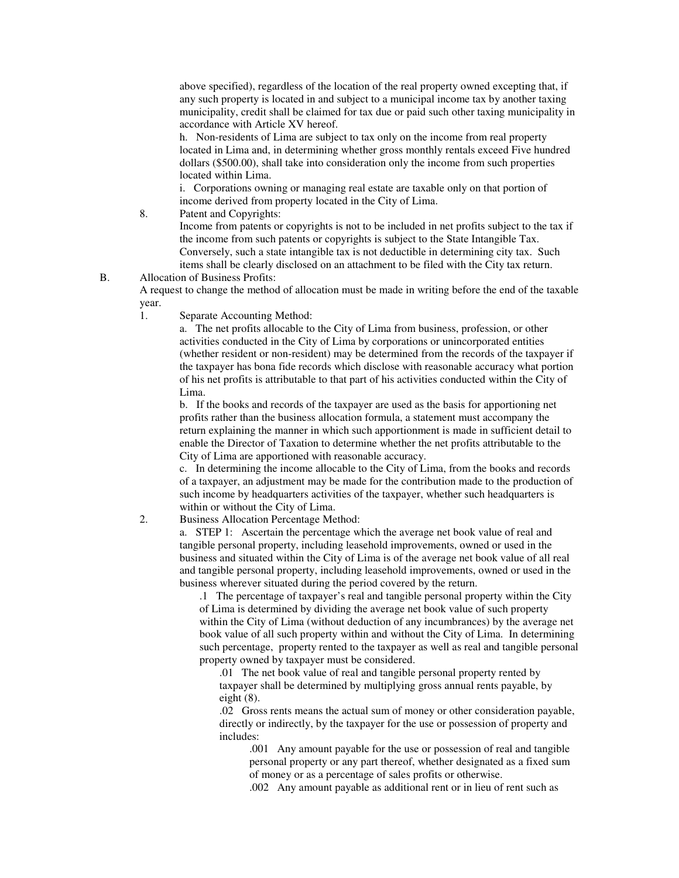above specified), regardless of the location of the real property owned excepting that, if any such property is located in and subject to a municipal income tax by another taxing municipality, credit shall be claimed for tax due or paid such other taxing municipality in accordance with Article XV hereof.

h. Non-residents of Lima are subject to tax only on the income from real property located in Lima and, in determining whether gross monthly rentals exceed Five hundred dollars ($500.00), shall take into consideration only the income from such properties located within Lima.

i. Corporations owning or managing real estate are taxable only on that portion of income derived from property located in the City of Lima.

8. Patent and Copyrights:

Income from patents or copyrights is not to be included in net profits subject to the tax if the income from such patents or copyrights is subject to the State Intangible Tax. Conversely, such a state intangible tax is not deductible in determining city tax. Such items shall be clearly disclosed on an attachment to be filed with the City tax return.

B. Allocation of Business Profits:

A request to change the method of allocation must be made in writing before the end of the taxable year.

1. Separate Accounting Method:

a. The net profits allocable to the City of Lima from business, profession, or other activities conducted in the City of Lima by corporations or unincorporated entities (whether resident or non-resident) may be determined from the records of the taxpayer if the taxpayer has bona fide records which disclose with reasonable accuracy what portion of his net profits is attributable to that part of his activities conducted within the City of Lima.

b. If the books and records of the taxpayer are used as the basis for apportioning net profits rather than the business allocation formula, a statement must accompany the return explaining the manner in which such apportionement is made in sufficient detail to enable the Director of Taxation to determine whether the net profits attributable to the City of Lima are apportioned with reasonable accuracy.

c. In determining the income allocable to the City of Lima, from the books and records of a taxpayer, an adjustment may be made for the contribution made to the production of such income by headquarters activities of the taxpayer, whether such headquarters is within or without the City of Lima.

2. Business Allocation Percentage Method:

a. STEP 1: Ascertain the percentage which the average net book value of real and tangible personal property, including leasehold improvements, owned or used in the business and situated within the City of Lima is of the average net book value of all real and tangible personal property, including leasehold improvements, owned or used in the business wherever situated during the period covered by the return.

.1 The percentage of taxpayer's real and tangible personal property within the City of Lima is determined by dividing the average net book value of such property within the City of Lima (without deduction of any incumbrances) by the average net book value of all such property within and without the City of Lima. In determining such percentage, property rented to the taxpayer as well as real and tangible personal property owned by taxpayer must be considered.

.01 The net book value of real and tangible personal property rented by taxpayer shall be determined by multiplying gross annual rents payable, by eight (8).

.02 Gross rents means the actual sum of money or other consideration payable, directly or indirectly, by the taxpayer for the use or possession of property and includes:

.001 Any amount payable for the use or possession of real and tangible personal property or any part thereof, whether designated as a fixed sum of money or as a percentage of sales profits or otherwise.

.002 Any amount payable as additional rent or in lieu of rent such as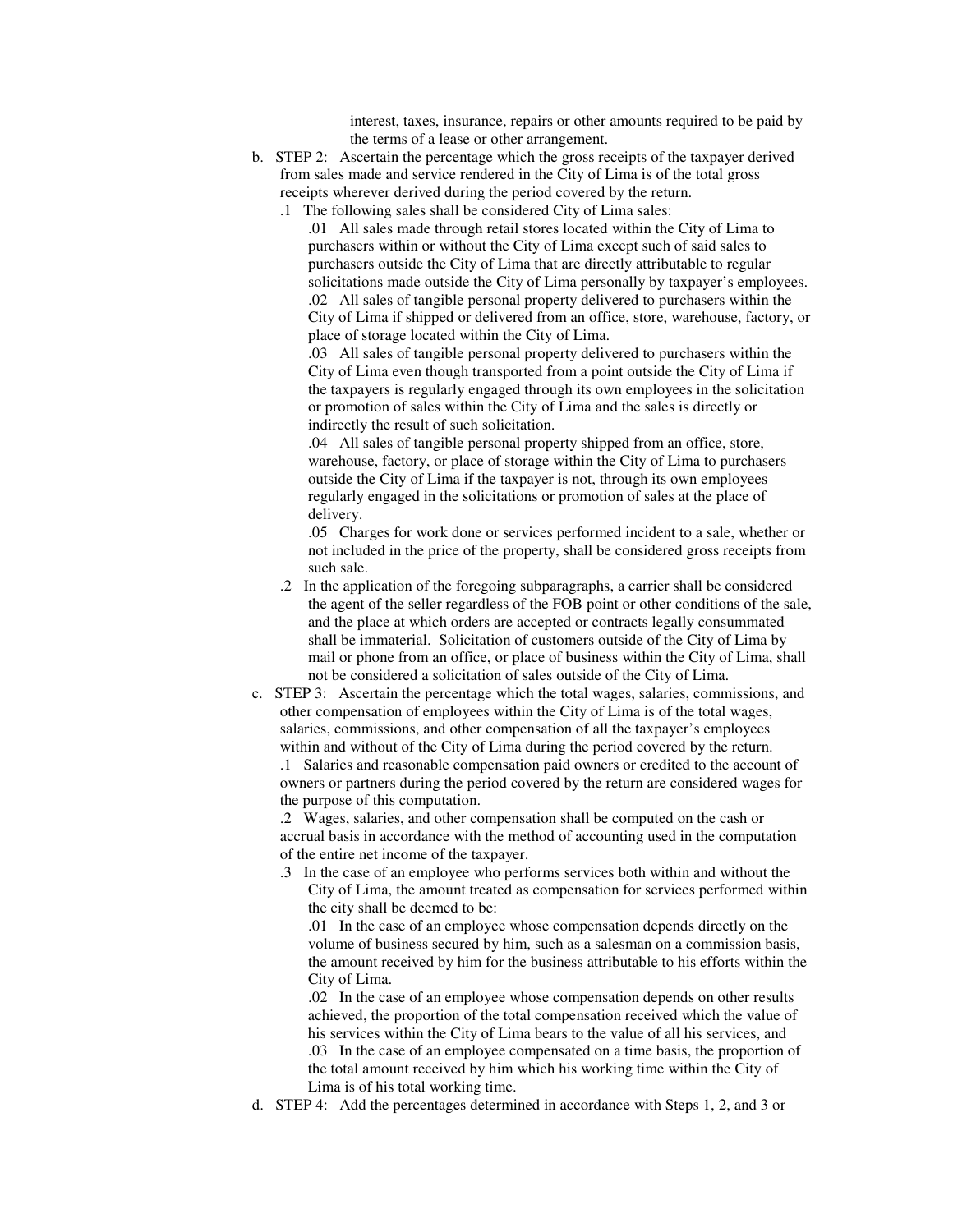interest, taxes, insurance, repairs or other amounts required to be paid by the terms of a lease or other arrangement.

b. STEP 2: Ascertain the percentage which the gross receipts of the taxpayer derived from sales made and service rendered in the City of Lima is of the total gross receipts wherever derived during the period covered by the return.

   .1 The following sales shall be considered City of Lima sales:

      .01 All sales made through retail stores located within the City of Lima to purchasers within or without the City of Lima except such of said sales to purchasers outside the City of Lima that are directly attributable to regular solicitations made outside the City of Lima personally by taxpayer's employees.

      .02 All sales of tangible personal property delivered to purchasers within the City of Lima if shipped or delivered from an office, store, warehouse, factory, or place of storage located within the City of Lima.

      .03 All sales of tangible personal property delivered to purchasers within the City of Lima even though transported from a point outside the City of Lima if the taxpayers is regularly engaged through its own employees in the solicitation or promotion of sales within the City of Lima and the sales is directly or indirectly the result of such solicitation.

      .04 All sales of tangible personal property shipped from an office, store, warehouse, factory, or place of storage within the City of Lima to purchasers outside the City of Lima if the taxpayer is not, through its own employees regularly engaged in the solicitations or promotion of sales at the place of delivery.

      .05 Charges for work done or services performed incident to a sale, whether or not included in the price of the property, shall be considered gross receipts from such sale.

   .2 In the application of the foregoing subparagraphs, a carrier shall be considered the agent of the seller regardless of the FOB point or other conditions of the sale, and the place at which orders are accepted or contracts legally consummated shall be immaterial. Solicitation of customers outside of the City of Lima by mail or phone from an office, or place of business within the City of Lima, shall not be considered a solicitation of sales outside of the City of Lima.

c. STEP 3: Ascertain the percentage which the total wages, salaries, commissions, and other compensation of employees within the City of Lima is of the total wages, salaries, commissions, and other compensation of all the taxpayer's employees within and without of the City of Lima during the period covered by the return.

   .1 Salaries and reasonable compensation paid owners or credited to the account of owners or partners during the period covered by the return are considered wages for the purpose of this computation.

   .2 Wages, salaries, and other compensation shall be computed on the cash or accrual basis in accordance with the method of accounting used in the computation of the entire net income of the taxpayer.

   .3 In the case of an employee who performs services both within and without the City of Lima, the amount treated as compensation for services performed within the city shall be deemed to be:

      .01 In the case of an employee whose compensation depends directly on the volume of business secured by him, such as a salesman on a commission basis, the amount received by him for the business attributable to his efforts within the City of Lima.

      .02 In the case of an employee whose compensation depends on other results achieved, the proportion of the total compensation received which the value of his services within the City of Lima bears to the value of all his services, and

      .03 In the case of an employee compensated on a time basis, the proportion of the total amount received by him which his working time within the City of Lima is of his total working time.

d. STEP 4: Add the percentages determined in accordance with Steps 1, 2, and 3 or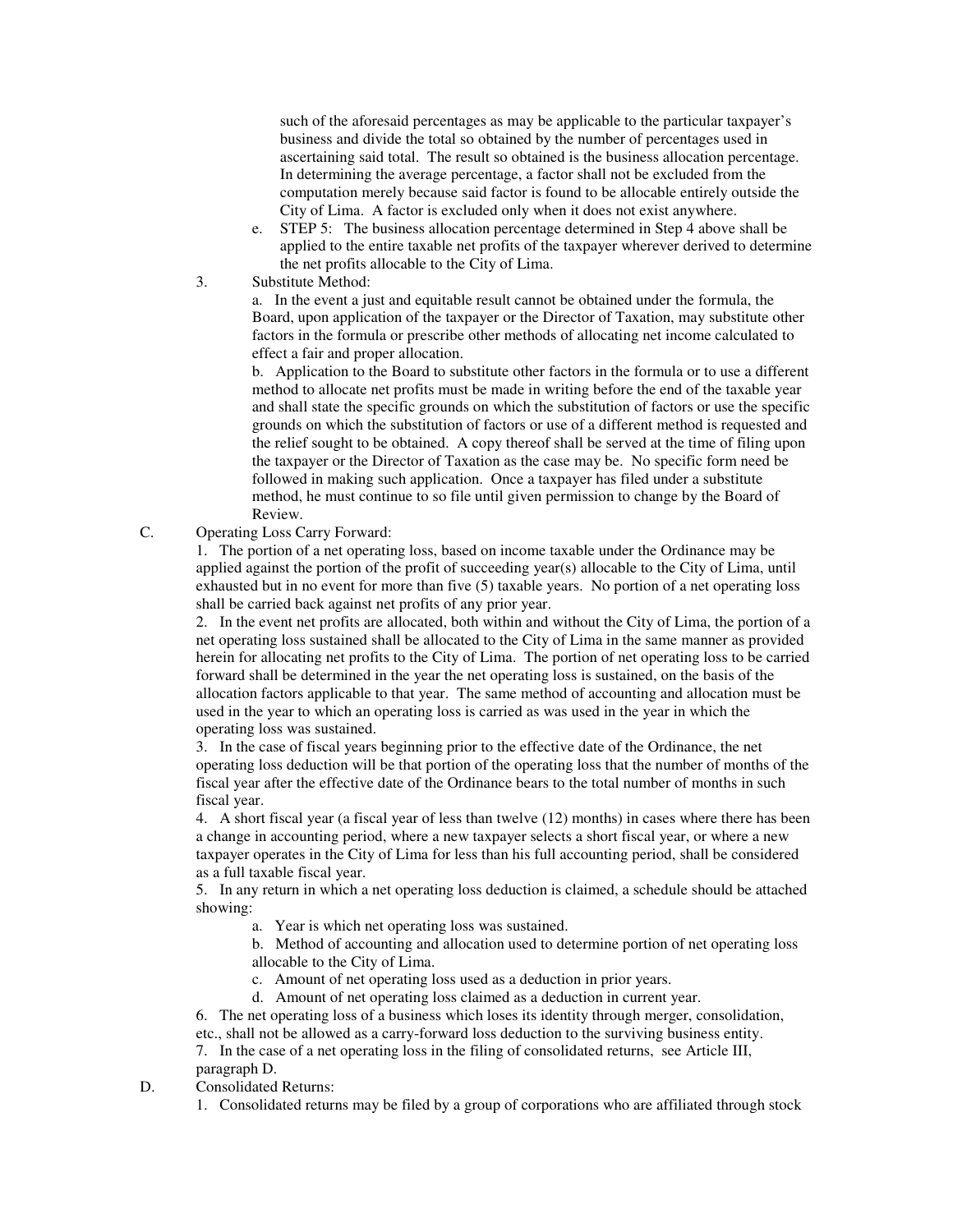such of the aforesaid percentages as may be applicable to the particular taxpayer's business and divide the total so obtained by the number of percentages used in ascertaining said total. The result so obtained is the business allocation percentage. In determining the average percentage, a factor shall not be excluded from the computation merely because said factor is found to be allocable entirely outside the City of Lima. A factor is excluded only when it does not exist anywhere.

e. STEP 5: The business allocation percentage determined in Step 4 above shall be applied to the entire taxable net profits of the taxpayer wherever derived to determine the net profits allocable to the City of Lima.

3. Substitute Method:

a. In the event a just and equitable result cannot be obtained under the formula, the Board, upon application of the taxpayer or the Director of Taxation, may substitute other factors in the formula or prescribe other methods of allocating net income calculated to effect a fair and proper allocation.

b. Application to the Board to substitute other factors in the formula or to use a different method to allocate net profits must be made in writing before the end of the taxable year and shall state the specific grounds on which the substitution of factors or use the specific grounds on which the substitution of factors or use of a different method is requested and the relief sought to be obtained. A copy thereof shall be served at the time of filing upon the taxpayer or the Director of Taxation as the case may be. No specific form need be followed in making such application. Once a taxpayer has filed under a substitute method, he must continue to so file until given permission to change by the Board of Review.

C. Operating Loss Carry Forward:

1. The portion of a net operating loss, based on income taxable under the Ordinance may be applied against the portion of the profit of succeeding year(s) allocable to the City of Lima, until exhausted but in no event for more than five (5) taxable years. No portion of a net operating loss shall be carried back against net profits of any prior year.

2. In the event net profits are allocated, both within and without the City of Lima, the portion of a net operating loss sustained shall be allocated to the City of Lima in the same manner as provided herein for allocating net profits to the City of Lima. The portion of net operating loss to be carried forward shall be determined in the year the net operating loss is sustained, on the basis of the allocation factors applicable to that year. The same method of accounting and allocation must be used in the year to which an operating loss is carried as was used in the year in which the operating loss was sustained.

3. In the case of fiscal years beginning prior to the effective date of the Ordinance, the net operating loss deduction will be that portion of the operating loss that the number of months of the fiscal year after the effective date of the Ordinance bears to the total number of months in such fiscal year.

4. A short fiscal year (a fiscal year of less than twelve (12) months) in cases where there has been a change in accounting period, where a new taxpayer selects a short fiscal year, or where a new taxpayer operates in the City of Lima for less than his full accounting period, shall be considered as a full taxable fiscal year.

5. In any return in which a net operating loss deduction is claimed, a schedule should be attached showing:

a. Year is which net operating loss was sustained.

b. Method of accounting and allocation used to determine portion of net operating loss allocable to the City of Lima.

c. Amount of net operating loss used as a deduction in prior years.

d. Amount of net operating loss claimed as a deduction in current year.

6. The net operating loss of a business which loses its identity through merger, consolidation, etc., shall not be allowed as a carry-forward loss deduction to the surviving business entity.

7. In the case of a net operating loss in the filing of consolidated returns, see Article III, paragraph D.

D. Consolidated Returns:

1. Consolidated returns may be filed by a group of corporations who are affiliated through stock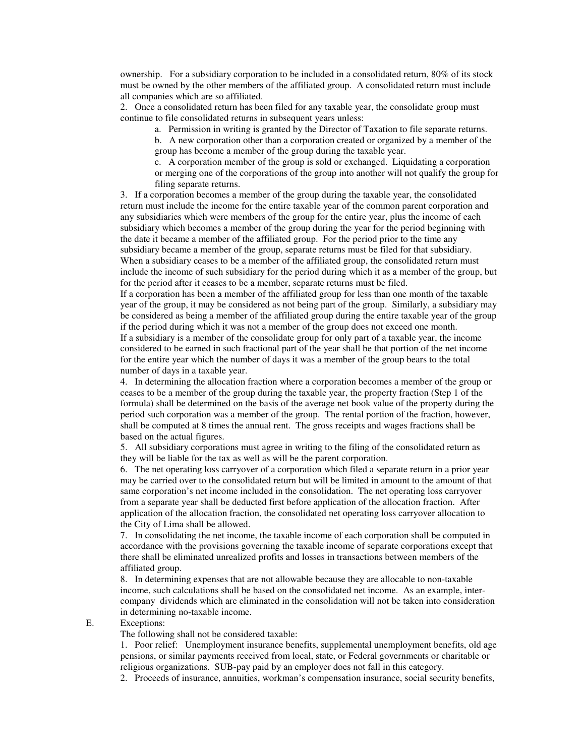ownership. For a subsidiary corporation to be included in a consolidated return, 80% of its stock must be owned by the other members of the affiliated group. A consolidated return must include all companies which are so affiliated.

2. Once a consolidated return has been filed for any taxable year, the consolidate group must continue to file consolidated returns in subsequent years unless:

   a. Permission in writing is granted by the Director of Taxation to file separate returns.

   b. A new corporation other than a corporation created or organized by a member of the group has become a member of the group during the taxable year.

   c. A corporation member of the group is sold or exchanged. Liquidating a corporation or merging one of the corporations of the group into another will not qualify the group for filing separate returns.

3. If a corporation becomes a member of the group during the taxable year, the consolidated return must include the income for the entire taxable year of the common parent corporation and any subsidiaries which were members of the group for the entire year, plus the income of each subsidiary which becomes a member of the group during the year for the period beginning with the date it became a member of the affiliated group. For the period prior to the time any subsidiary became a member of the group, separate returns must be filed for that subsidiary. When a subsidiary ceases to be a member of the affiliated group, the consolidated return must include the income of such subsidiary for the period during which it as a member of the group, but for the period after it ceases to be a member, separate returns must be filed.

If a corporation has been a member of the affiliated group for less than one month of the taxable year of the group, it may be considered as not being part of the group. Similarly, a subsidiary may be considered as being a member of the affiliated group during the entire taxable year of the group if the period during which it was not a member of the group does not exceed one month.

If a subsidiary is a member of the consolidate group for only part of a taxable year, the income considered to be earned in such fractional part of the year shall be that portion of the net income for the entire year which the number of days it was a member of the group bears to the total number of days in a taxable year.

4. In determining the allocation fraction where a corporation becomes a member of the group or ceases to be a member of the group during the taxable year, the property fraction (Step 1 of the formula) shall be determined on the basis of the average net book value of the property during the period such corporation was a member of the group. The rental portion of the fraction, however, shall be computed at 8 times the annual rent. The gross receipts and wages fractions shall be based on the actual figures.

5. All subsidiary corporations must agree in writing to the filing of the consolidated return as they will be liable for the tax as well as will be the parent corporation.

6. The net operating loss carryover of a corporation which filed a separate return in a prior year may be carried over to the consolidated return but will be limited in amount to the amount of that same corporation's net income included in the consolidation. The net operating loss carryover from a separate year shall be deducted first before application of the allocation fraction. After application of the allocation fraction, the consolidated net operating loss carryover allocation to the City of Lima shall be allowed.

7. In consolidating the net income, the taxable income of each corporation shall be computed in accordance with the provisions governing the taxable income of separate corporations except that there shall be eliminated unrealized profits and losses in transactions between members of the affiliated group.

8. In determining expenses that are not allowable because they are allocable to non-taxable income, such calculations shall be based on the consolidated net income. As an example, inter-company dividends which are eliminated in the consolidation will not be taken into consideration in determining no-taxable income.

E. Exceptions:

The following shall not be considered taxable:

1. Poor relief: Unemployment insurance benefits, supplemental unemployment benefits, old age pensions, or similar payments received from local, state, or Federal governments or charitable or religious organizations. SUB-pay paid by an employer does not fall in this category.

2. Proceeds of insurance, annuities, workman's compensation insurance, social security benefits,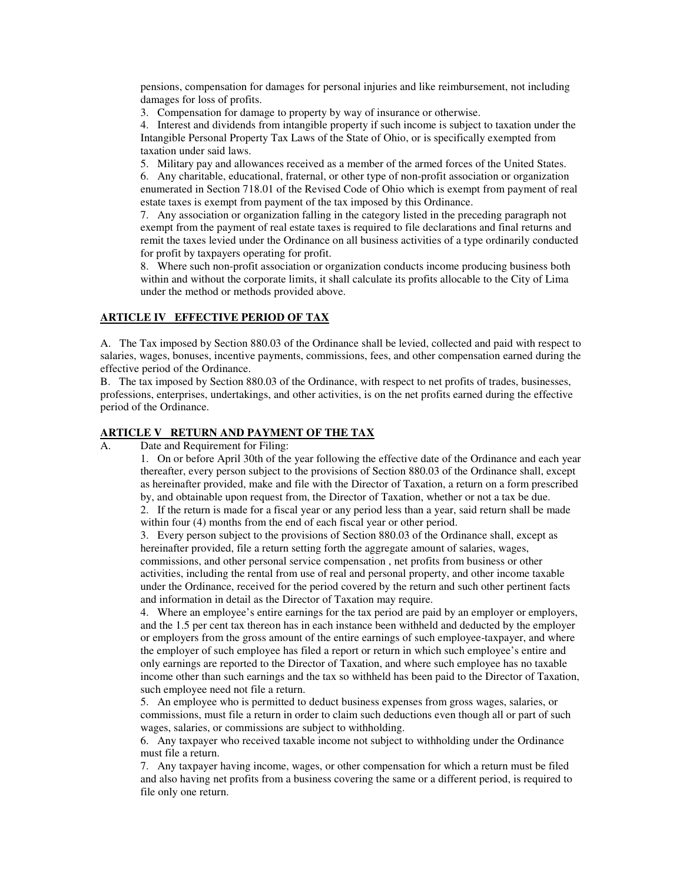pensions, compensation for damages for personal injuries and like reimbursement, not including damages for loss of profits.

3. Compensation for damage to property by way of insurance or otherwise.

4. Interest and dividends from intangible property if such income is subject to taxation under the Intangible Personal Property Tax Laws of the State of Ohio, or is specifically exempted from taxation under said laws.

5. Military pay and allowances received as a member of the armed forces of the United States.

6. Any charitable, educational, fraternal, or other type of non-profit association or organization enumerated in Section 718.01 of the Revised Code of Ohio which is exempt from payment of real estate taxes is exempt from payment of the tax imposed by this Ordinance.

7. Any association or organization falling in the category listed in the preceding paragraph not exempt from the payment of real estate taxes is required to file declarations and final returns and remit the taxes levied under the Ordinance on all business activities of a type ordinarily conducted for profit by taxpayers operating for profit.

8. Where such non-profit association or organization conducts income producing business both within and without the corporate limits, it shall calculate its profits allocable to the City of Lima under the method or methods provided above.

## ARTICLE IV EFFECTIVE PERIOD OF TAX

A. The Tax imposed by Section 880.03 of the Ordinance shall be levied, collected and paid with respect to salaries, wages, bonuses, incentive payments, commissions, fees, and other compensation earned during the effective period of the Ordinance.

B. The tax imposed by Section 880.03 of the Ordinance, with respect to net profits of trades, businesses, professions, enterprises, undertakings, and other activities, is on the net profits earned during the effective period of the Ordinance.

## ARTICLE V RETURN AND PAYMENT OF THE TAX

A. Date and Requirement for Filing:

1. On or before April 30th of the year following the effective date of the Ordinance and each year thereafter, every person subject to the provisions of Section 880.03 of the Ordinance shall, except as hereinafter provided, make and file with the Director of Taxation, a return on a form prescribed by, and obtainable upon request from, the Director of Taxation, whether or not a tax be due.

2. If the return is made for a fiscal year or any period less than a year, said return shall be made within four (4) months from the end of each fiscal year or other period.

3. Every person subject to the provisions of Section 880.03 of the Ordinance shall, except as hereinafter provided, file a return setting forth the aggregate amount of salaries, wages, commissions, and other personal service compensation , net profits from business or other activities, including the rental from use of real and personal property, and other income taxable under the Ordinance, received for the period covered by the return and such other pertinent facts and information in detail as the Director of Taxation may require.

4. Where an employee's entire earnings for the tax period are paid by an employer or employers, and the 1.5 per cent tax thereon has in each instance been withheld and deducted by the employer or employers from the gross amount of the entire earnings of such employee-taxpayer, and where the employer of such employee has filed a report or return in which such employee's entire and only earnings are reported to the Director of Taxation, and where such employee has no taxable income other than such earnings and the tax so withheld has been paid to the Director of Taxation, such employee need not file a return.

5. An employee who is permitted to deduct business expenses from gross wages, salaries, or commissions, must file a return in order to claim such deductions even though all or part of such wages, salaries, or commissions are subject to withholding.

6. Any taxpayer who received taxable income not subject to withholding under the Ordinance must file a return.

7. Any taxpayer having income, wages, or other compensation for which a return must be filed and also having net profits from a business covering the same or a different period, is required to file only one return.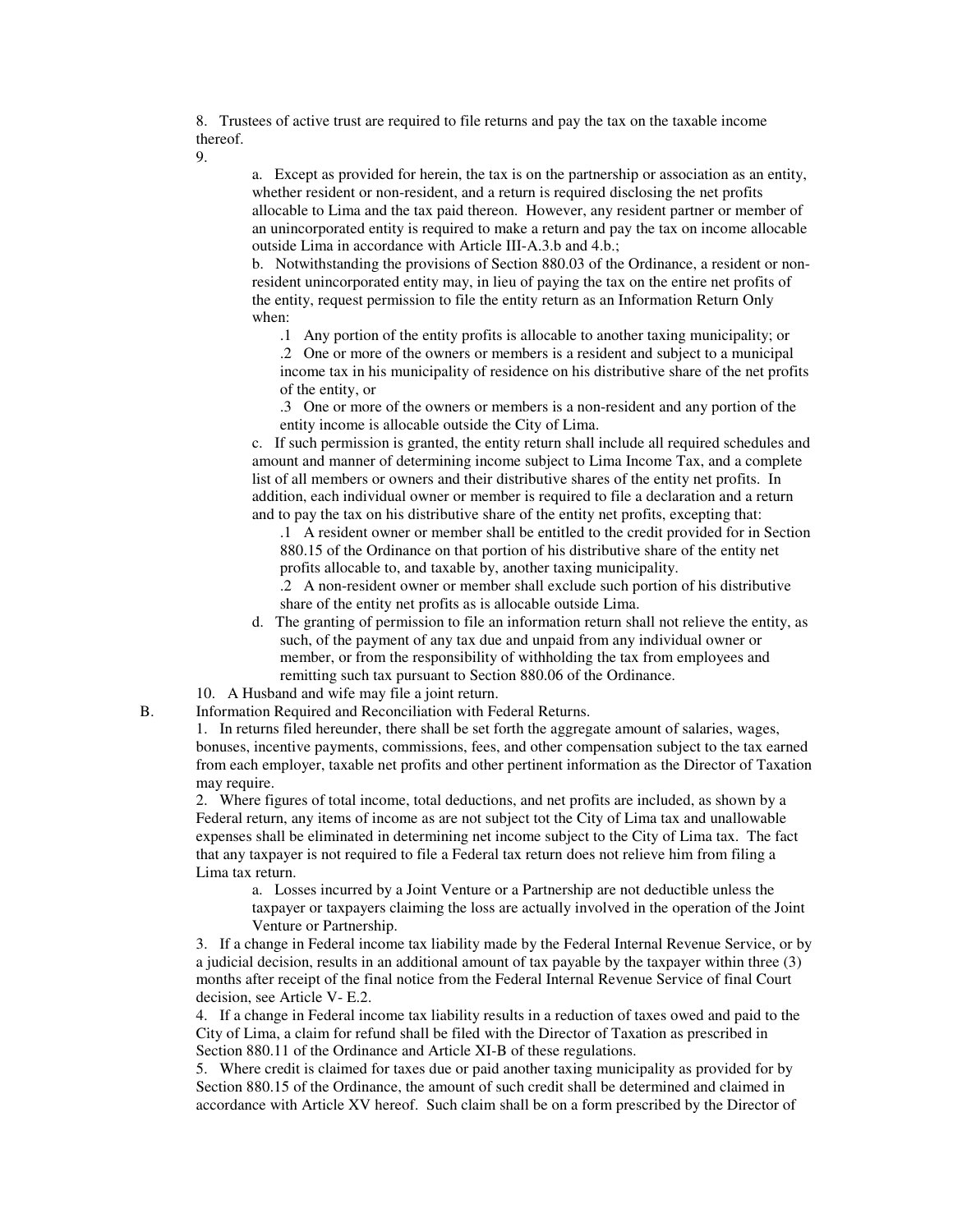8. Trustees of active trust are required to file returns and pay the tax on the taxable income thereof.

9.

a. Except as provided for herein, the tax is on the partnership or association as an entity, whether resident or non-resident, and a return is required disclosing the net profits allocable to Lima and the tax paid thereon. However, any resident partner or member of an unincorporated entity is required to make a return and pay the tax on income allocable outside Lima in accordance with Article III-A.3.b and 4.b.;

b. Notwithstanding the provisions of Section 880.03 of the Ordinance, a resident or non-resident unincorporated entity may, in lieu of paying the tax on the entire net profits of the entity, request permission to file the entity return as an Information Return Only when:

.1 Any portion of the entity profits is allocable to another taxing municipality; or

.2 One or more of the owners or members is a resident and subject to a municipal income tax in his municipality of residence on his distributive share of the net profits of the entity, or

.3 One or more of the owners or members is a non-resident and any portion of the entity income is allocable outside the City of Lima.

c. If such permission is granted, the entity return shall include all required schedules and amount and manner of determining income subject to Lima Income Tax, and a complete list of all members or owners and their distributive shares of the entity net profits. In addition, each individual owner or member is required to file a declaration and a return and to pay the tax on his distributive share of the entity net profits, excepting that:

.1 A resident owner or member shall be entitled to the credit provided for in Section 880.15 of the Ordinance on that portion of his distributive share of the entity net profits allocable to, and taxable by, another taxing municipality.

.2 A non-resident owner or member shall exclude such portion of his distributive share of the entity net profits as is allocable outside Lima.

d. The granting of permission to file an information return shall not relieve the entity, as such, of the payment of any tax due and unpaid from any individual owner or member, or from the responsibility of withholding the tax from employees and remitting such tax pursuant to Section 880.06 of the Ordinance.

10. A Husband and wife may file a joint return.

B. Information Required and Reconciliation with Federal Returns.

1. In returns filed hereunder, there shall be set forth the aggregate amount of salaries, wages, bonuses, incentive payments, commissions, fees, and other compensation subject to the tax earned from each employer, taxable net profits and other pertinent information as the Director of Taxation may require.

2. Where figures of total income, total deductions, and net profits are included, as shown by a Federal return, any items of income as are not subject tot the City of Lima tax and unallowable expenses shall be eliminated in determining net income subject to the City of Lima tax. The fact that any taxpayer is not required to file a Federal tax return does not relieve him from filing a Lima tax return.

a. Losses incurred by a Joint Venture or a Partnership are not deductible unless the taxpayer or taxpayers claiming the loss are actually involved in the operation of the Joint Venture or Partnership.

3. If a change in Federal income tax liability made by the Federal Internal Revenue Service, or by a judicial decision, results in an additional amount of tax payable by the taxpayer within three (3) months after receipt of the final notice from the Federal Internal Revenue Service of final Court decision, see Article V- E.2.

4. If a change in Federal income tax liability results in a reduction of taxes owed and paid to the City of Lima, a claim for refund shall be filed with the Director of Taxation as prescribed in Section 880.11 of the Ordinance and Article XI-B of these regulations.

5. Where credit is claimed for taxes due or paid another taxing municipality as provided for by Section 880.15 of the Ordinance, the amount of such credit shall be determined and claimed in accordance with Article XV hereof. Such claim shall be on a form prescribed by the Director of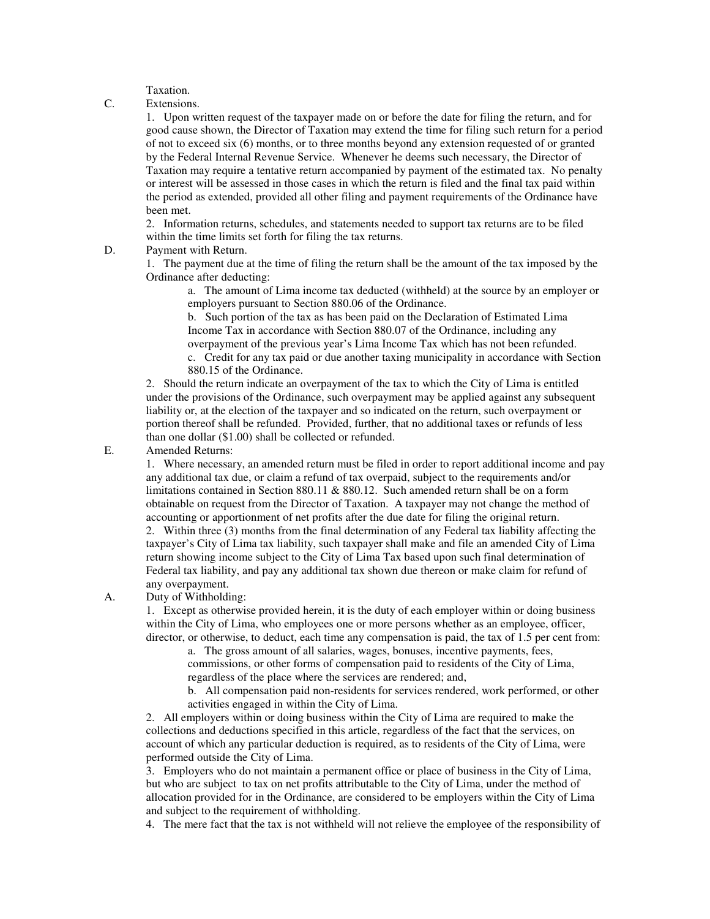Taxation.

C. Extensions.

1. Upon written request of the taxpayer made on or before the date for filing the return, and for good cause shown, the Director of Taxation may extend the time for filing such return for a period of not to exceed six (6) months, or to three months beyond any extension requested of or granted by the Federal Internal Revenue Service. Whenever he deems such necessary, the Director of Taxation may require a tentative return accompanied by payment of the estimated tax. No penalty or interest will be assessed in those cases in which the return is filed and the final tax paid within the period as extended, provided all other filing and payment requirements of the Ordinance have been met.

2. Information returns, schedules, and statements needed to support tax returns are to be filed within the time limits set forth for filing the tax returns.

D. Payment with Return.

1. The payment due at the time of filing the return shall be the amount of the tax imposed by the Ordinance after deducting:

a. The amount of Lima income tax deducted (withheld) at the source by an employer or employers pursuant to Section 880.06 of the Ordinance.

b. Such portion of the tax as has been paid on the Declaration of Estimated Lima Income Tax in accordance with Section 880.07 of the Ordinance, including any overpayment of the previous year's Lima Income Tax which has not been refunded.

c. Credit for any tax paid or due another taxing municipality in accordance with Section 880.15 of the Ordinance.

2. Should the return indicate an overpayment of the tax to which the City of Lima is entitled under the provisions of the Ordinance, such overpayment may be applied against any subsequent liability or, at the election of the taxpayer and so indicated on the return, such overpayment or portion thereof shall be refunded. Provided, further, that no additional taxes or refunds of less than one dollar ($1.00) shall be collected or refunded.

E. Amended Returns:

1. Where necessary, an amended return must be filed in order to report additional income and pay any additional tax due, or claim a refund of tax overpaid, subject to the requirements and/or limitations contained in Section 880.11 & 880.12. Such amended return shall be on a form obtainable on request from the Director of Taxation. A taxpayer may not change the method of accounting or apportionment of net profits after the due date for filing the original return.

2. Within three (3) months from the final determination of any Federal tax liability affecting the taxpayer's City of Lima tax liability, such taxpayer shall make and file an amended City of Lima return showing income subject to the City of Lima Tax based upon such final determination of Federal tax liability, and pay any additional tax shown due thereon or make claim for refund of any overpayment.

A. Duty of Withholding:

1. Except as otherwise provided herein, it is the duty of each employer within or doing business within the City of Lima, who employees one or more persons whether as an employee, officer, director, or otherwise, to deduct, each time any compensation is paid, the tax of 1.5 per cent from:

a. The gross amount of all salaries, wages, bonuses, incentive payments, fees, commissions, or other forms of compensation paid to residents of the City of Lima, regardless of the place where the services are rendered; and,

b. All compensation paid non-residents for services rendered, work performed, or other activities engaged in within the City of Lima.

2. All employers within or doing business within the City of Lima are required to make the collections and deductions specified in this article, regardless of the fact that the services, on account of which any particular deduction is required, as to residents of the City of Lima, were performed outside the City of Lima.

3. Employers who do not maintain a permanent office or place of business in the City of Lima, but who are subject to tax on net profits attributable to the City of Lima, under the method of allocation provided for in the Ordinance, are considered to be employers within the City of Lima and subject to the requirement of withholding.

4. The mere fact that the tax is not withheld will not relieve the employee of the responsibility of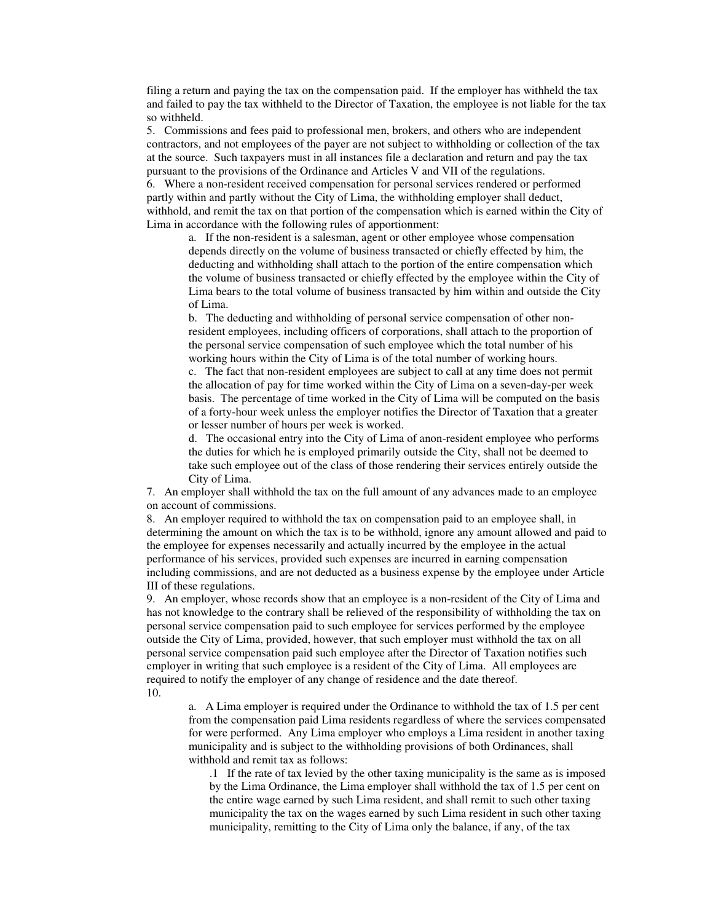filing a return and paying the tax on the compensation paid. If the employer has withheld the tax and failed to pay the tax withheld to the Director of Taxation, the employee is not liable for the tax so withheld.

5. Commissions and fees paid to professional men, brokers, and others who are independent contractors, and not employees of the payer are not subject to withholding or collection of the tax at the source. Such taxpayers must in all instances file a declaration and return and pay the tax pursuant to the provisions of the Ordinance and Articles V and VII of the regulations.

6. Where a non-resident received compensation for personal services rendered or performed partly within and partly without the City of Lima, the withholding employer shall deduct, withhold, and remit the tax on that portion of the compensation which is earned within the City of Lima in accordance with the following rules of apportionment:

   a. If the non-resident is a salesman, agent or other employee whose compensation depends directly on the volume of business transacted or chiefly effected by him, the deducting and withholding shall attach to the portion of the entire compensation which the volume of business transacted or chiefly effected by the employee within the City of Lima bears to the total volume of business transacted by him within and outside the City of Lima.

   b. The deducting and withholding of personal service compensation of other non-resident employees, including officers of corporations, shall attach to the proportion of the personal service compensation of such employee which the total number of his working hours within the City of Lima is of the total number of working hours.

   c. The fact that non-resident employees are subject to call at any time does not permit the allocation of pay for time worked within the City of Lima on a seven-day-per week basis. The percentage of time worked in the City of Lima will be computed on the basis of a forty-hour week unless the employer notifies the Director of Taxation that a greater or lesser number of hours per week is worked.

   d. The occasional entry into the City of Lima of anon-resident employee who performs the duties for which he is employed primarily outside the City, shall not be deemed to take such employee out of the class of those rendering their services entirely outside the City of Lima.

7. An employer shall withhold the tax on the full amount of any advances made to an employee on account of commissions.

8. An employer required to withhold the tax on compensation paid to an employee shall, in determining the amount on which the tax is to be withhold, ignore any amount allowed and paid to the employee for expenses necessarily and actually incurred by the employee in the actual performance of his services, provided such expenses are incurred in earning compensation including commissions, and are not deducted as a business expense by the employee under Article III of these regulations.

9. An employer, whose records show that an employee is a non-resident of the City of Lima and has not knowledge to the contrary shall be relieved of the responsibility of withholding the tax on personal service compensation paid to such employee for services performed by the employee outside the City of Lima, provided, however, that such employer must withhold the tax on all personal service compensation paid such employee after the Director of Taxation notifies such employer in writing that such employee is a resident of the City of Lima. All employees are required to notify the employer of any change of residence and the date thereof.

10.

   a. A Lima employer is required under the Ordinance to withhold the tax of 1.5 per cent from the compensation paid Lima residents regardless of where the services compensated for were performed. Any Lima employer who employs a Lima resident in another taxing municipality and is subject to the withholding provisions of both Ordinances, shall withhold and remit tax as follows:

      .1 If the rate of tax levied by the other taxing municipality is the same as is imposed by the Lima Ordinance, the Lima employer shall withhold the tax of 1.5 per cent on the entire wage earned by such Lima resident, and shall remit to such other taxing municipality the tax on the wages earned by such Lima resident in such other taxing municipality, remitting to the City of Lima only the balance, if any, of the tax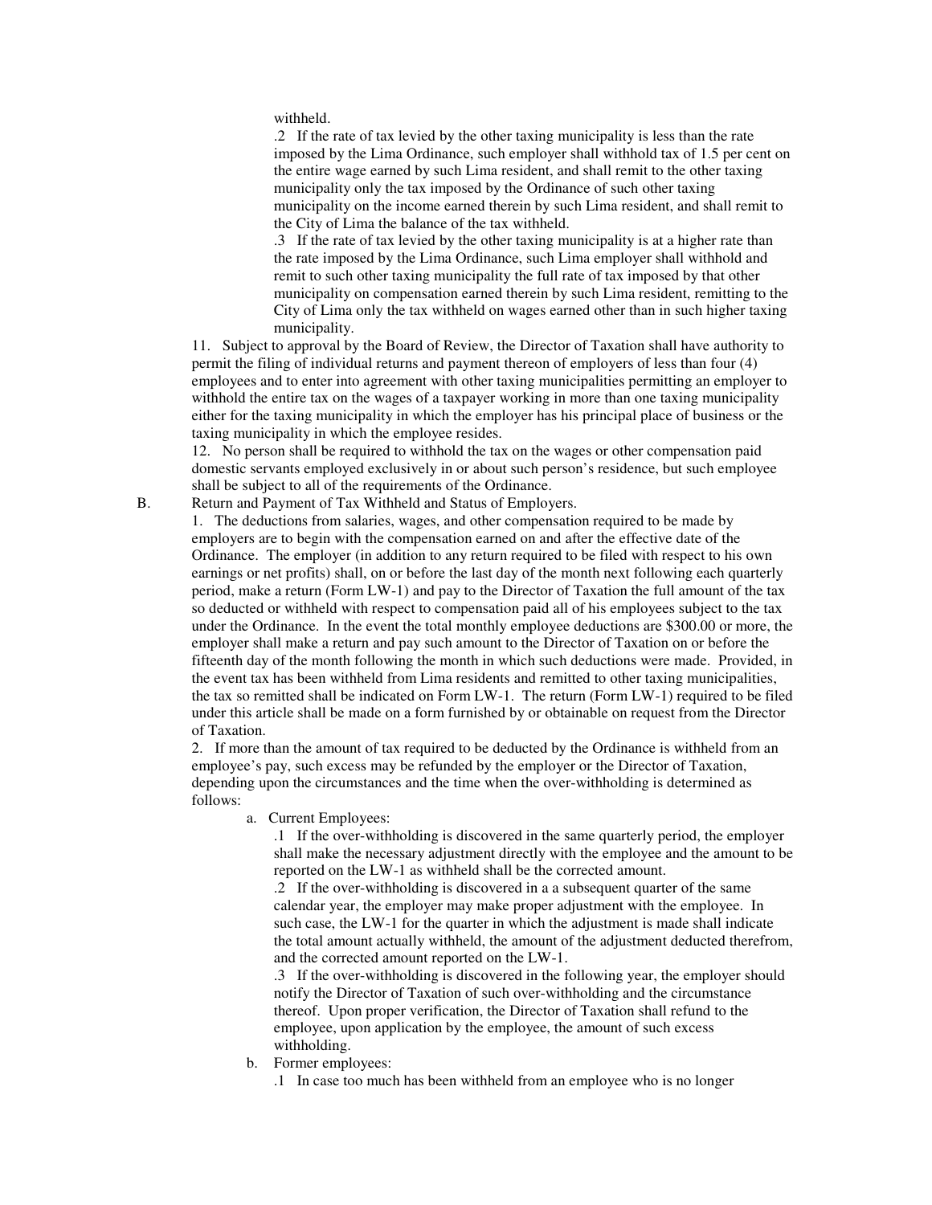withheld.

.2 If the rate of tax levied by the other taxing municipality is less than the rate imposed by the Lima Ordinance, such employer shall withhold tax of 1.5 per cent on the entire wage earned by such Lima resident, and shall remit to the other taxing municipality only the tax imposed by the Ordinance of such other taxing municipality on the income earned therein by such Lima resident, and shall remit to the City of Lima the balance of the tax withheld.

.3 If the rate of tax levied by the other taxing municipality is at a higher rate than the rate imposed by the Lima Ordinance, such Lima employer shall withhold and remit to such other taxing municipality the full rate of tax imposed by that other municipality on compensation earned therein by such Lima resident, remitting to the City of Lima only the tax withheld on wages earned other than in such higher taxing municipality.

11. Subject to approval by the Board of Review, the Director of Taxation shall have authority to permit the filing of individual returns and payment thereof of employers of less than four (4) employees and to enter into agreement with other taxing municipalities permitting an employer to withhold the entire tax on the wages of a taxpayer working in more than one taxing municipality either for the taxing municipality in which the employer has his principal place of business or the taxing municipality in which the employee resides.

12. No person shall be required to withhold the tax on the wages or other compensation paid domestic servants employed exclusively in or about such person's residence, but such employee shall be subject to all of the requirements of the Ordinance.

B. Return and Payment of Tax Withheld and Status of Employers.

1. The deductions from salaries, wages, and other compensation required to be made by employers are to begin with the compensation earned on and after the effective date of the Ordinance. The employer (in addition to any return required to be filed with respect to his own earnings or net profits) shall, on or before the last day of the month next following each quarterly period, make a return (Form LW-1) and pay to the Director of Taxation the full amount of the tax so deducted or withheld with respect to compensation paid all of his employees subject to the tax under the Ordinance. In the event the total monthly employee deductions are $300.00 or more, the employer shall make a return and pay such amount to the Director of Taxation on or before the fifteenth day of the month following the month in which such deductions were made. Provided, in the event tax has been withheld from Lima residents and remitted to other taxing municipalities, the tax so remitted shall be indicated on Form LW-1. The return (Form LW-1) required to be filed under this article shall be made on a form furnished by or obtainable on request from the Director of Taxation.

2. If more than the amount of tax required to be deducted by the Ordinance is withheld from an employee's pay, such excess may be refunded by the employer or the Director of Taxation, depending upon the circumstances and the time when the over-withholding is determined as follows:

a. Current Employees:

.1 If the over-withholding is discovered in the same quarterly period, the employer shall make the necessary adjustment directly with the employee and the amount to be reported on the LW-1 as withheld shall be the corrected amount.

.2 If the over-withholding is discovered in a a subsequent quarter of the same calendar year, the employer may make proper adjustment with the employee. In such case, the LW-1 for the quarter in which the adjustment is made shall indicate the total amount actually withheld, the amount of the adjustment deducted therefrom, and the corrected amount reported on the LW-1.

.3 If the over-withholding is discovered in the following year, the employer should notify the Director of Taxation of such over-withholding and the circumstance thereof. Upon proper verification, the Director of Taxation shall refund to the employee, upon application by the employee, the amount of such excess withholding.

b. Former employees:

.1 In case too much has been withheld from an employee who is no longer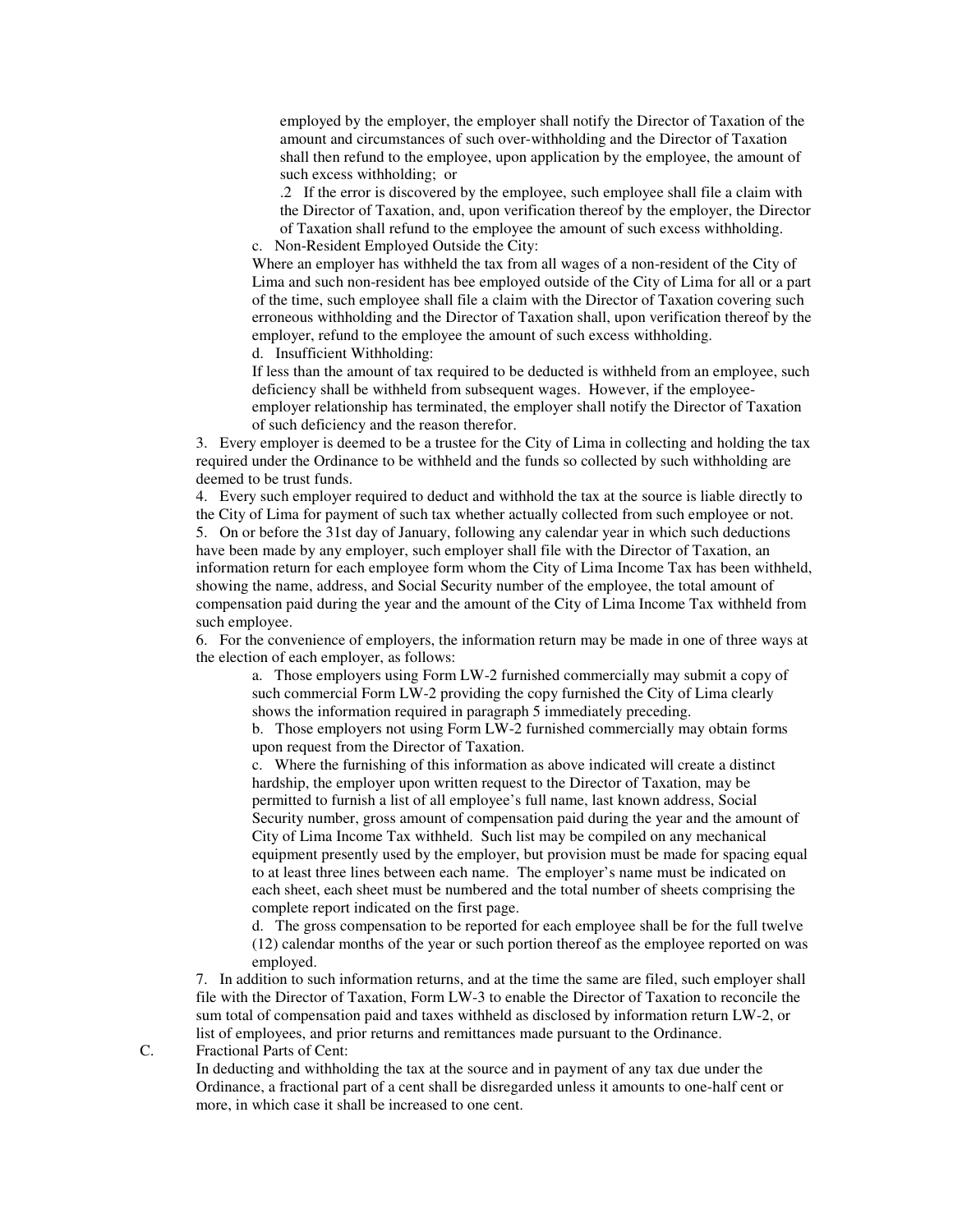employed by the employer, the employer shall notify the Director of Taxation of the amount and circumstances of such over-withholding and the Director of Taxation shall then refund to the employee, upon application by the employee, the amount of such excess withholding; or

.2 If the error is discovered by the employee, such employee shall file a claim with the Director of Taxation, and, upon verification thereof by the employer, the Director of Taxation shall refund to the employee the amount of such excess withholding.

c. Non-Resident Employed Outside the City:

Where an employer has withheld the tax from all wages of a non-resident of the City of Lima and such non-resident has bee employed outside of the City of Lima for all or a part of the time, such employee shall file a claim with the Director of Taxation covering such erroneous withholding and the Director of Taxation shall, upon verification thereof by the employer, refund to the employee the amount of such excess withholding.

d. Insufficient Withholding:

If less than the amount of tax required to be deducted is withheld from an employee, such deficiency shall be withheld from subsequent wages. However, if the employee-employer relationship has terminated, the employer shall notify the Director of Taxation of such deficiency and the reason therefor.

3. Every employer is deemed to be a trustee for the City of Lima in collecting and holding the tax required under the Ordinance to be withheld and the funds so collected by such withholding are deemed to be trust funds.

4. Every such employer required to deduct and withhold the tax at the source is liable directly to the City of Lima for payment of such tax whether actually collected from such employee or not.

5. On or before the 31st day of January, following any calendar year in which such deductions have been made by any employer, such employer shall file with the Director of Taxation, an information return for each employee form whom the City of Lima Income Tax has been withheld, showing the name, address, and Social Security number of the employee, the total amount of compensation paid during the year and the amount of the City of Lima Income Tax withheld from such employee.

6. For the convenience of employers, the information return may be made in one of three ways at the election of each employer, as follows:

a. Those employers using Form LW-2 furnished commercially may submit a copy of such commercial Form LW-2 providing the copy furnished the City of Lima clearly shows the information required in paragraph 5 immediately preceding.

b. Those employers not using Form LW-2 furnished commercially may obtain forms upon request from the Director of Taxation.

c. Where the furnishing of this information as above indicated will create a distinct hardship, the employer upon written request to the Director of Taxation, may be permitted to furnish a list of all employee's full name, last known address, Social Security number, gross amount of compensation paid during the year and the amount of City of Lima Income Tax withheld. Such list may be compiled on any mechanical equipment presently used by the employer, but provision must be made for spacing equal to at least three lines between each name. The employer's name must be indicated on each sheet, each sheet must be numbered and the total number of sheets comprising the complete report indicated on the first page.

d. The gross compensation to be reported for each employee shall be for the full twelve (12) calendar months of the year or such portion thereof as the employee reported on was employed.

7. In addition to such information returns, and at the time the same are filed, such employer shall file with the Director of Taxation, Form LW-3 to enable the Director of Taxation to reconcile the sum total of compensation paid and taxes withheld as disclosed by information return LW-2, or list of employees, and prior returns and remittances made pursuant to the Ordinance.

C. Fractional Parts of Cent:

In deducting and withholding the tax at the source and in payment of any tax due under the Ordinance, a fractional part of a cent shall be disregarded unless it amounts to one-half cent or more, in which case it shall be increased to one cent.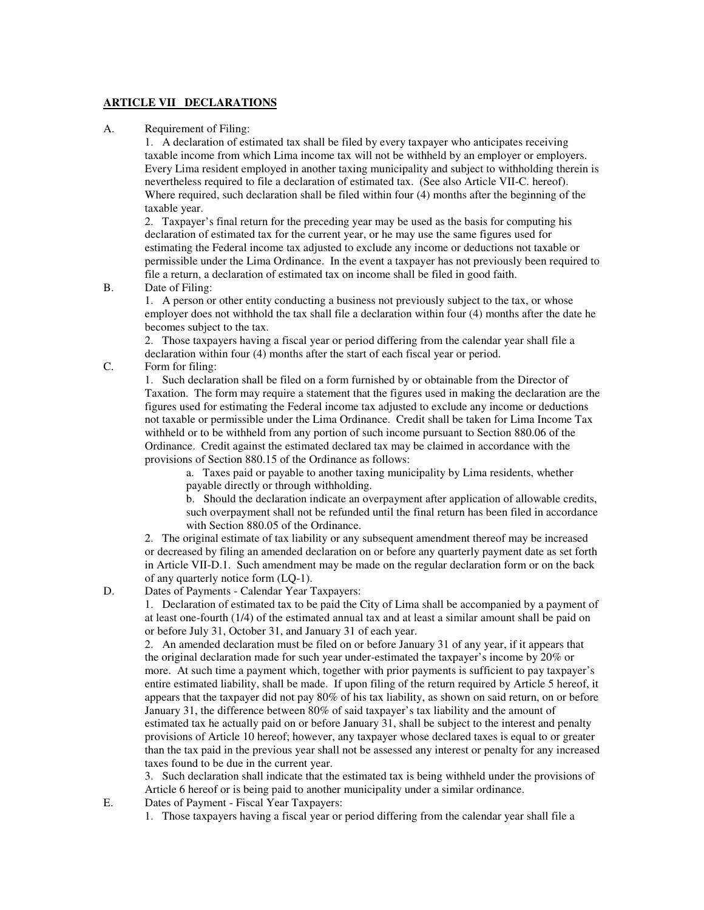## ARTICLE VII DECLARATIONS

A. Requirement of Filing:

1. A declaration of estimated tax shall be filed by every taxpayer who anticipates receiving taxable income from which Lima income tax will not be withheld by an employer or employers. Every Lima resident employed in another taxing municipality and subject to withholding therein is nevertheless required to file a declaration of estimated tax. (See also Article VII-C. hereof). Where required, such declaration shall be filed within four (4) months after the beginning of the taxable year.

2. Taxpayer's final return for the preceding year may be used as the basis for computing his declaration of estimated tax for the current year, or he may use the same figures used for estimating the Federal income tax adjusted to exclude any income or deductions not taxable or permissible under the Lima Ordinance. In the event a taxpayer has not previously been required to file a return, a declaration of estimated tax on income shall be filed in good faith.

B. Date of Filing:

1. A person or other entity conducting a business not previously subject to the tax, or whose employer does not withhold the tax shall file a declaration within four (4) months after the date he becomes subject to the tax.

2. Those taxpayers having a fiscal year or period differing from the calendar year shall file a declaration within four (4) months after the start of each fiscal year or period.

C. Form for filing:

1. Such declaration shall be filed on a form furnished by or obtainable from the Director of Taxation. The form may require a statement that the figures used in making the declaration are the figures used for estimating the Federal income tax adjusted to exclude any income or deductions not taxable or permissible under the Lima Ordinance. Credit shall be taken for Lima Income Tax withheld or to be withheld from any portion of such income pursuant to Section 880.06 of the Ordinance. Credit against the estimated declared tax may be claimed in accordance with the provisions of Section 880.15 of the Ordinance as follows:

   a. Taxes paid or payable to another taxing municipality by Lima residents, whether payable directly or through withholding.

   b. Should the declaration indicate an overpayment after application of allowable credits, such overpayment shall not be refunded until the final return has been filed in accordance with Section 880.05 of the Ordinance.

2. The original estimate of tax liability or any subsequent amendment thereof may be increased or decreased by filing an amended declaration on or before any quarterly payment date as set forth in Article VII-D.1. Such amendment may be made on the regular declaration form or on the back of any quarterly notice form (LQ-1).

D. Dates of Payments - Calendar Year Taxpayers:

1. Declaration of estimated tax to be paid the City of Lima shall be accompanied by a payment of at least one-fourth (1/4) of the estimated annual tax and at least a similar amount shall be paid on or before July 31, October 31, and January 31 of each year.

2. An amended declaration must be filed on or before January 31 of any year, if it appears that the original declaration made for such year under-estimated the taxpayer's income by 20% or more. At such time a payment which, together with prior payments is sufficient to pay taxpayer's entire estimated liability, shall be made. If upon filing of the return required by Article 5 hereof, it appears that the taxpayer did not pay 80% of his tax liability, as shown on said return, on or before January 31, the difference between 80% of said taxpayer's tax liability and the amount of estimated tax he actually paid on or before January 31, shall be subject to the interest and penalty provisions of Article 10 hereof; however, any taxpayer whose declared taxes is equal to or greater than the tax paid in the previous year shall not be assessed any interest or penalty for any increased taxes found to be due in the current year.

3. Such declaration shall indicate that the estimated tax is being withheld under the provisions of Article 6 hereof or is being paid to another municipality under a similar ordinance.

E. Dates of Payment - Fiscal Year Taxpayers:

1. Those taxpayers having a fiscal year or period differing from the calendar year shall file a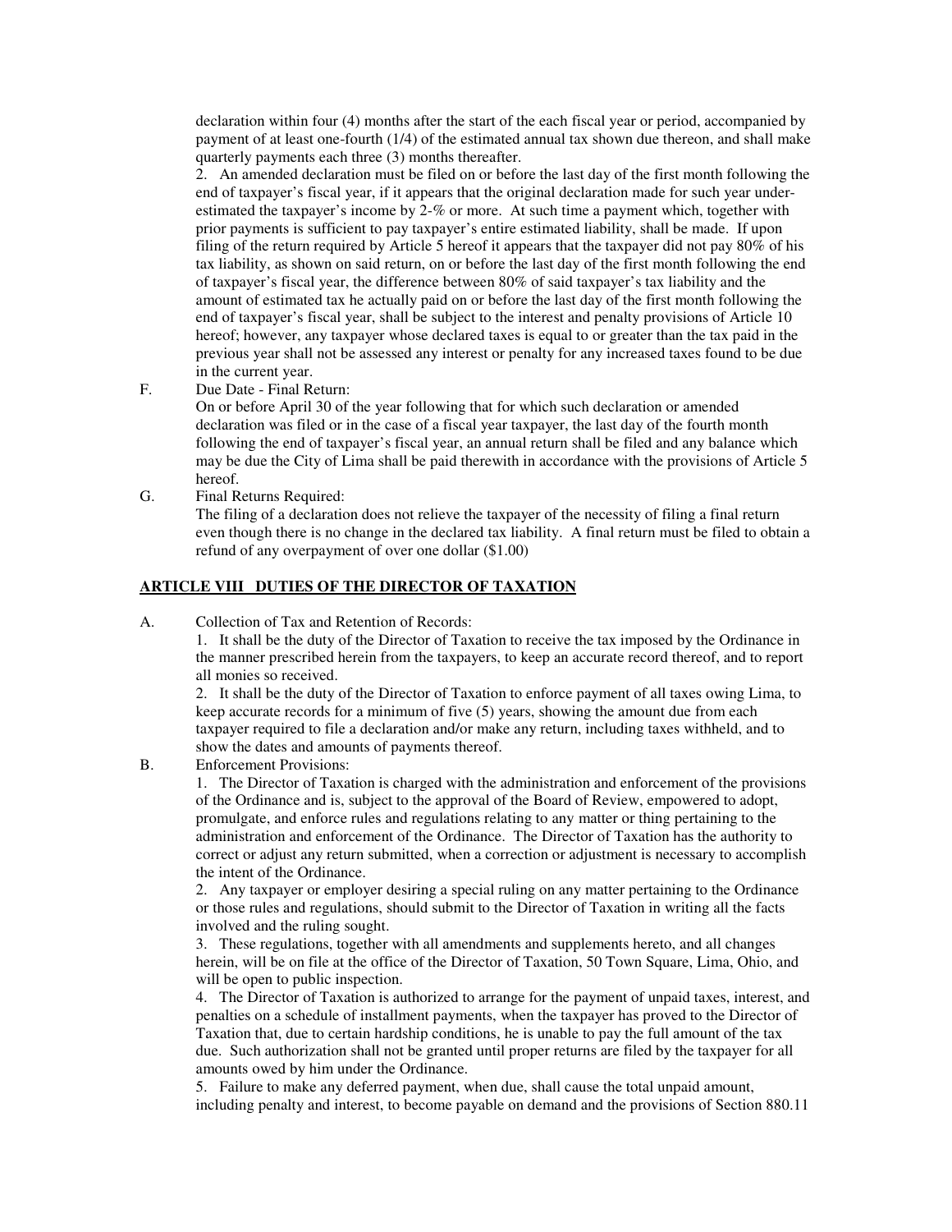declaration within four (4) months after the start of the each fiscal year or period, accompanied by payment of at least one-fourth (1/4) of the estimated annual tax shown due thereon, and shall make quarterly payments each three (3) months thereafter.

2. An amended declaration must be filed on or before the last day of the first month following the end of taxpayer's fiscal year, if it appears that the original declaration made for such year under-estimated the taxpayer's income by 2-% or more. At such time a payment which, together with prior payments is sufficient to pay taxpayer's entire estimated liability, shall be made. If upon filing of the return required by Article 5 hereof it appears that the taxpayer did not pay 80% of his tax liability, as shown on said return, on or before the last day of the first month following the end of taxpayer's fiscal year, the difference between 80% of said taxpayer's tax liability and the amount of estimated tax he actually paid on or before the last day of the first month following the end of taxpayer's fiscal year, shall be subject to the interest and penalty provisions of Article 10 hereof; however, any taxpayer whose declared taxes is equal to or greater than the tax paid in the previous year shall not be assessed any interest or penalty for any increased taxes found to be due in the current year.

F. Due Date - Final Return:

On or before April 30 of the year following that for which such declaration or amended declaration was filed or in the case of a fiscal year taxpayer, the last day of the fourth month following the end of taxpayer's fiscal year, an annual return shall be filed and any balance which may be due the City of Lima shall be paid therewith in accordance with the provisions of Article 5 hereof.

G. Final Returns Required:

The filing of a declaration does not relieve the taxpayer of the necessity of filing a final return even though there is no change in the declared tax liability. A final return must be filed to obtain a refund of any overpayment of over one dollar ($1.00)

## ARTICLE VIII DUTIES OF THE DIRECTOR OF TAXATION

A. Collection of Tax and Retention of Records:

1. It shall be the duty of the Director of Taxation to receive the tax imposed by the Ordinance in the manner prescribed herein from the taxpayers, to keep an accurate record thereof, and to report all monies so received.

2. It shall be the duty of the Director of Taxation to enforce payment of all taxes owing Lima, to keep accurate records for a minimum of five (5) years, showing the amount due from each taxpayer required to file a declaration and/or make any return, including taxes withheld, and to show the dates and amounts of payments thereof.

B. Enforcement Provisions:

1. The Director of Taxation is charged with the administration and enforcement of the provisions of the Ordinance and is, subject to the approval of the Board of Review, empowered to adopt, promulgate, and enforce rules and regulations relating to any matter or thing pertaining to the administration and enforcement of the Ordinance. The Director of Taxation has the authority to correct or adjust any return submitted, when a correction or adjustment is necessary to accomplish the intent of the Ordinance.

2. Any taxpayer or employer desiring a special ruling on any matter pertaining to the Ordinance or those rules and regulations, should submit to the Director of Taxation in writing all the facts involved and the ruling sought.

3. These regulations, together with all amendments and supplements hereto, and all changes herein, will be on file at the office of the Director of Taxation, 50 Town Square, Lima, Ohio, and will be open to public inspection.

4. The Director of Taxation is authorized to arrange for the payment of unpaid taxes, interest, and penalties on a schedule of installment payments, when the taxpayer has proved to the Director of Taxation that, due to certain hardship conditions, he is unable to pay the full amount of the tax due. Such authorization shall not be granted until proper returns are filed by the taxpayer for all amounts owed by him under the Ordinance.

5. Failure to make any deferred payment, when due, shall cause the total unpaid amount, including penalty and interest, to become payable on demand and the provisions of Section 880.11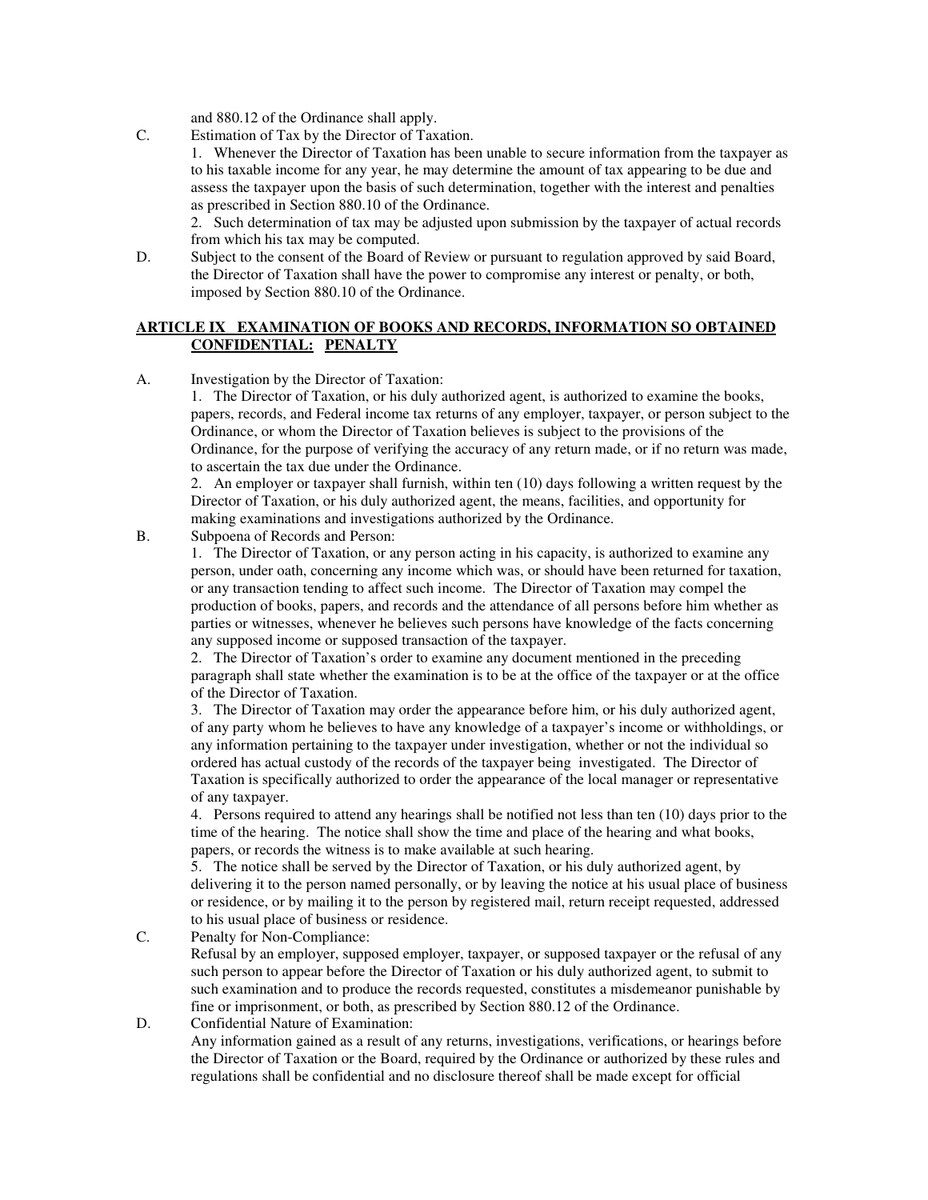and 880.12 of the Ordinance shall apply.

C. Estimation of Tax by the Director of Taxation.

1. Whenever the Director of Taxation has been unable to secure information from the taxpayer as to his taxable income for any year, he may determine the amount of tax appearing to be due and assess the taxpayer upon the basis of such determination, together with the interest and penalties as prescribed in Section 880.10 of the Ordinance.

2. Such determination of tax may be adjusted upon submission by the taxpayer of actual records from which his tax may be computed.

D. Subject to the consent of the Board of Review or pursuant to regulation approved by said Board, the Director of Taxation shall have the power to compromise any interest or penalty, or both, imposed by Section 880.10 of the Ordinance.

## ARTICLE IX EXAMINATION OF BOOKS AND RECORDS, INFORMATION SO OBTAINED CONFIDENTIAL: PENALTY

A. Investigation by the Director of Taxation:

1. The Director of Taxation, or his duly authorized agent, is authorized to examine the books, papers, records, and Federal income tax returns of any employer, taxpayer, or person subject to the Ordinance, or whom the Director of Taxation believes is subject to the provisions of the Ordinance, for the purpose of verifying the accuracy of any return made, or if no return was made, to ascertain the tax due under the Ordinance.

2. An employer or taxpayer shall furnish, within ten (10) days following a written request by the Director of Taxation, or his duly authorized agent, the means, facilities, and opportunity for making examinations and investigations authorized by the Ordinance.

B. Subpoena of Records and Person:

1. The Director of Taxation, or any person acting in his capacity, is authorized to examine any person, under oath, concerning any income which was, or should have been returned for taxation, or any transaction tending to affect such income. The Director of Taxation may compel the production of books, papers, and records and the attendance of all persons before him whether as parties or witnesses, whenever he believes such persons have knowledge of the facts concerning any supposed income or supposed transaction of the taxpayer.

2. The Director of Taxation's order to examine any document mentioned in the preceding paragraph shall state whether the examination is to be at the office of the taxpayer or at the office of the Director of Taxation.

3. The Director of Taxation may order the appearance before him, or his duly authorized agent, of any party whom he believes to have any knowledge of a taxpayer's income or withholdings, or any information pertaining to the taxpayer under investigation, whether or not the individual so ordered has actual custody of the records of the taxpayer being investigated. The Director of Taxation is specifically authorized to order the appearance of the local manager or representative of any taxpayer.

4. Persons required to attend any hearings shall be notified not less than ten (10) days prior to the time of the hearing. The notice shall show the time and place of the hearing and what books, papers, or records the witness is to make available at such hearing.

5. The notice shall be served by the Director of Taxation, or his duly authorized agent, by delivering it to the person named personally, or by leaving the notice at his usual place of business or residence, or by mailing it to the person by registered mail, return receipt requested, addressed to his usual place of business or residence.

C. Penalty for Non-Compliance:

Refusal by an employer, supposed employer, taxpayer, or supposed taxpayer or the refusal of any such person to appear before the Director of Taxation or his duly authorized agent, to submit to such examination and to produce the records requested, constitutes a misdemeanor punishable by fine or imprisonment, or both, as prescribed by Section 880.12 of the Ordinance.

D. Confidential Nature of Examination:

Any information gained as a result of any returns, investigations, verifications, or hearings before the Director of Taxation or the Board, required by the Ordinance or authorized by these rules and regulations shall be confidential and no disclosure thereof shall be made except for official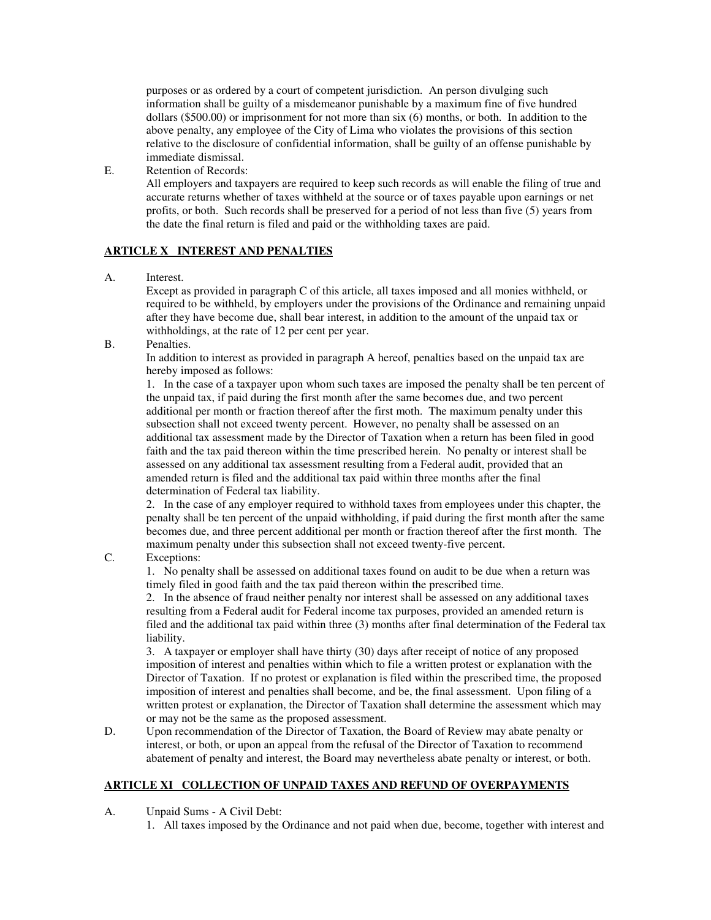purposes or as ordered by a court of competent jurisdiction. An person divulging such information shall be guilty of a misdemeanor punishable by a maximum fine of five hundred dollars ($500.00) or imprisonment for not more than six (6) months, or both. In addition to the above penalty, any employee of the City of Lima who violates the provisions of this section relative to the disclosure of confidential information, shall be guilty of an offense punishable by immediate dismissal.

E. Retention of Records:
All employers and taxpayers are required to keep such records as will enable the filing of true and accurate returns whether of taxes withheld at the source or of taxes payable upon earnings or net profits, or both. Such records shall be preserved for a period of not less than five (5) years from the date the final return is filed and paid or the withholding taxes are paid.

**ARTICLE X INTEREST AND PENALTIES**

A. Interest.
Except as provided in paragraph C of this article, all taxes imposed and all monies withheld, or required to be withheld, by employers under the provisions of the Ordinance and remaining unpaid after they have become due, shall bear interest, in addition to the amount of the unpaid tax or withholdings, at the rate of 12 per cent per year.

B. Penalties.
In addition to interest as provided in paragraph A hereof, penalties based on the unpaid tax are hereby imposed as follows:
1. In the case of a taxpayer upon whom such taxes are imposed the penalty shall be ten percent of the unpaid tax, if paid during the first month after the same becomes due, and two percent additional per month or fraction thereof after the first moth. The maximum penalty under this subsection shall not exceed twenty percent. However, no penalty shall be assessed on an additional tax assessment made by the Director of Taxation when a return has been filed in good faith and the tax paid thereon within the time prescribed herein. No penalty or interest shall be assessed on any additional tax assessment resulting from a Federal audit, provided that an amended return is filed and the additional tax paid within three months after the final determination of Federal tax liability.
2. In the case of any employer required to withhold taxes from employees under this chapter, the penalty shall be ten percent of the unpaid withholding, if paid during the first month after the same becomes due, and three percent additional per month or fraction thereof after the first month. The maximum penalty under this subsection shall not exceed twenty-five percent.

C. Exceptions:
1. No penalty shall be assessed on additional taxes found on audit to be due when a return was timely filed in good faith and the tax paid thereon within the prescribed time.
2. In the absence of fraud neither penalty nor interest shall be assessed on any additional taxes resulting from a Federal audit for Federal income tax purposes, provided an amended return is filed and the additional tax paid within three (3) months after final determination of the Federal tax liability.
3. A taxpayer or employer shall have thirty (30) days after receipt of notice of any proposed imposition of interest and penalties within which to file a written protest or explanation with the Director of Taxation. If no protest or explanation is filed within the prescribed time, the proposed imposition of interest and penalties shall become, and be, the final assessment. Upon filing of a written protest or explanation, the Director of Taxation shall determine the assessment which may or may not be the same as the proposed assessment.

D. Upon recommendation of the Director of Taxation, the Board of Review may abate penalty or interest, or both, or upon an appeal from the refusal of the Director of Taxation to recommend abatement of penalty and interest, the Board may nevertheless abate penalty or interest, or both.

**ARTICLE XI COLLECTION OF UNPAID TAXES AND REFUND OF OVERPAYMENTS**

A. Unpaid Sums - A Civil Debt:
1. All taxes imposed by the Ordinance and not paid when due, become, together with interest and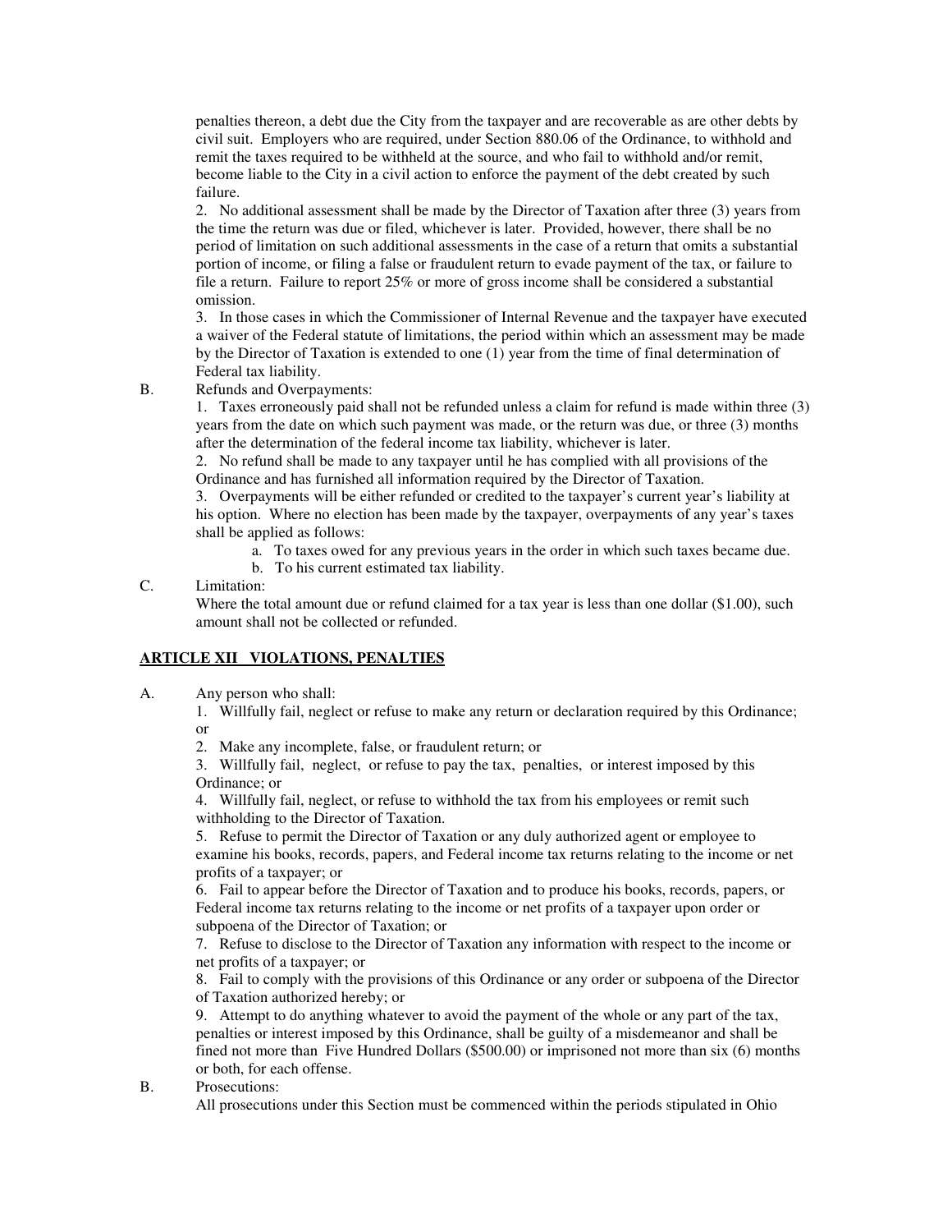penalties thereon, a debt due the City from the taxpayer and are recoverable as are other debts by civil suit. Employers who are required, under Section 880.06 of the Ordinance, to withhold and remit the taxes required to be withheld at the source, and who fail to withhold and/or remit, become liable to the City in a civil action to enforce the payment of the debt created by such failure.

2. No additional assessment shall be made by the Director of Taxation after three (3) years from the time the return was due or filed, whichever is later. Provided, however, there shall be no period of limitation on such additional assessments in the case of a return that omits a substantial portion of income, or filing a false or fraudulent return to evade payment of the tax, or failure to file a return. Failure to report 25% or more of gross income shall be considered a substantial omission.

3. In those cases in which the Commissioner of Internal Revenue and the taxpayer have executed a waiver of the Federal statute of limitations, the period within which an assessment may be made by the Director of Taxation is extended to one (1) year from the time of final determination of Federal tax liability.

B. Refunds and Overpayments:

1. Taxes erroneously paid shall not be refunded unless a claim for refund is made within three (3) years from the date on which such payment was made, or the return was due, or three (3) months after the determination of the federal income tax liability, whichever is later.

2. No refund shall be made to any taxpayer until he has complied with all provisions of the Ordinance and has furnished all information required by the Director of Taxation.

3. Overpayments will be either refunded or credited to the taxpayer's current year's liability at his option. Where no election has been made by the taxpayer, overpayments of any year's taxes shall be applied as follows:

   a. To taxes owed for any previous years in the order in which such taxes became due.
   b. To his current estimated tax liability.

C. Limitation:

Where the total amount due or refund claimed for a tax year is less than one dollar ($1.00), such amount shall not be collected or refunded.

## ARTICLE XII VIOLATIONS, PENALTIES

A. Any person who shall:

1. Willfully fail, neglect or refuse to make any return or declaration required by this Ordinance; or

2. Make any incomplete, false, or fraudulent return; or

3. Willfully fail, neglect, or refuse to pay the tax, penalties, or interest imposed by this Ordinance; or

4. Willfully fail, neglect, or refuse to withhold the tax from his employees or remit such withholding to the Director of Taxation.

5. Refuse to permit the Director of Taxation or any duly authorized agent or employee to examine his books, records, papers, and Federal income tax returns relating to the income or net profits of a taxpayer; or

6. Fail to appear before the Director of Taxation and to produce his books, records, papers, or Federal income tax returns relating to the income or net profits of a taxpayer upon order or subpoena of the Director of Taxation; or

7. Refuse to disclose to the Director of Taxation any information with respect to the income or net profits of a taxpayer; or

8. Fail to comply with the provisions of this Ordinance or any order or subpoena of the Director of Taxation authorized hereby; or

9. Attempt to do anything whatever to avoid the payment of the whole or any part of the tax, penalties or interest imposed by this Ordinance, shall be guilty of a misdemeanor and shall be fined not more than Five Hundred Dollars ($500.00) or imprisoned not more than six (6) months or both, for each offense.

B. Prosecutions:

All prosecutions under this Section must be commenced within the periods stipulated in Ohio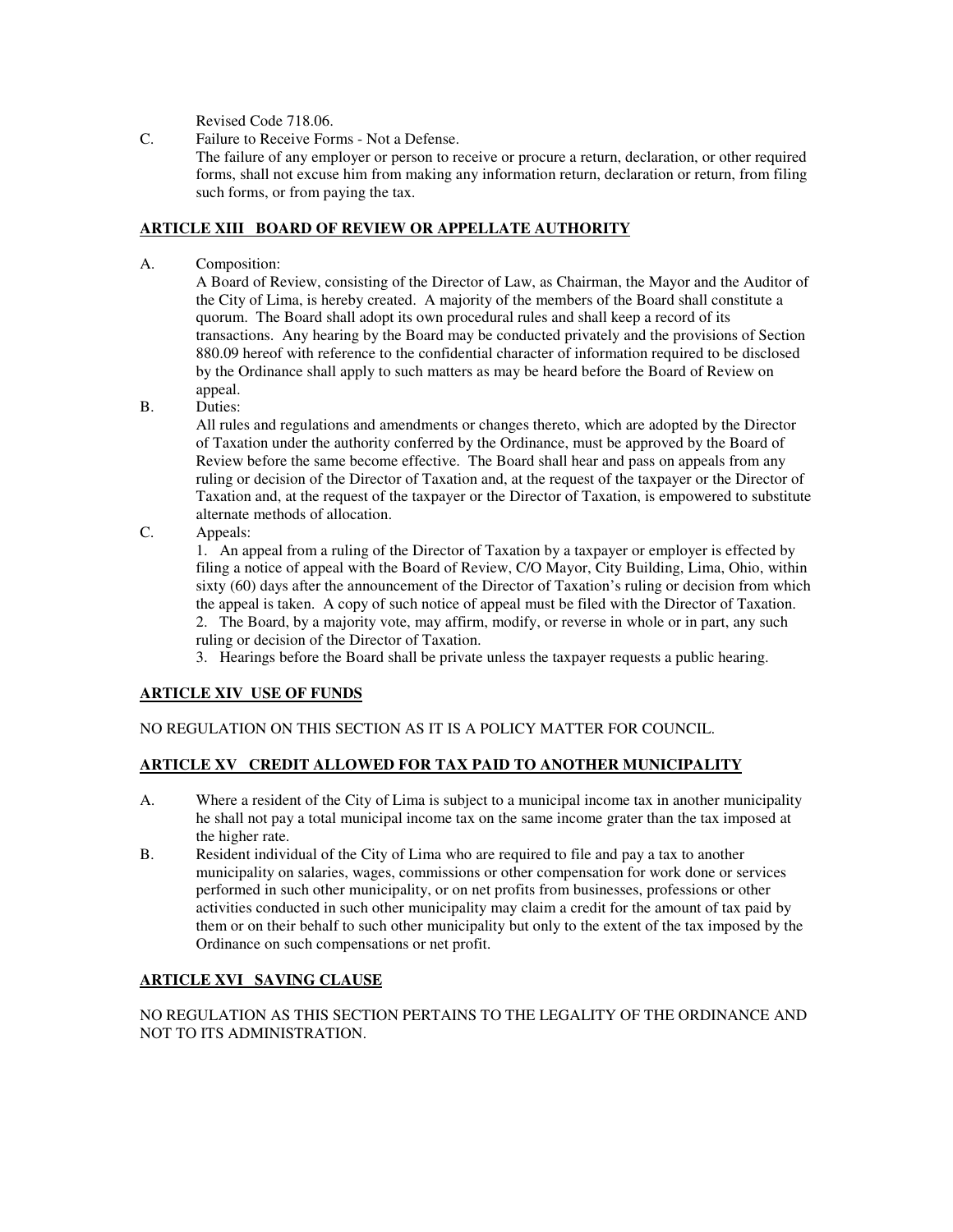Revised Code 718.06.

C. Failure to Receive Forms - Not a Defense.
   The failure of any employer or person to receive or procure a return, declaration, or other required forms, shall not excuse him from making any information return, declaration or return, from filing such forms, or from paying the tax.

## ARTICLE XIII BOARD OF REVIEW OR APPELLATE AUTHORITY

A. Composition:
   A Board of Review, consisting of the Director of Law, as Chairman, the Mayor and the Auditor of the City of Lima, is hereby created. A majority of the members of the Board shall constitute a quorum. The Board shall adopt its own procedural rules and shall keep a record of its transactions. Any hearing by the Board may be conducted privately and the provisions of Section 880.09 hereof with reference to the confidential character of information required to be disclosed by the Ordinance shall apply to such matters as may be heard before the Board of Review on appeal.

B. Duties:
   All rules and regulations and amendments or changes thereto, which are adopted by the Director of Taxation under the authority conferred by the Ordinance, must be approved by the Board of Review before the same become effective. The Board shall hear and pass on appeals from any ruling or decision of the Director of Taxation and, at the request of the taxpayer or the Director of Taxation and, at the request of the taxpayer or the Director of Taxation, is empowered to substitute alternate methods of allocation.

C. Appeals:
   1. An appeal from a ruling of the Director of Taxation by a taxpayer or employer is effected by filing a notice of appeal with the Board of Review, C/O Mayor, City Building, Lima, Ohio, within sixty (60) days after the announcement of the Director of Taxation's ruling or decision from which the appeal is taken. A copy of such notice of appeal must be filed with the Director of Taxation.
   2. The Board, by a majority vote, may affirm, modify, or reverse in whole or in part, any such ruling or decision of the Director of Taxation.
   3. Hearings before the Board shall be private unless the taxpayer requests a public hearing.

## ARTICLE XIV USE OF FUNDS

NO REGULATION ON THIS SECTION AS IT IS A POLICY MATTER FOR COUNCIL.

## ARTICLE XV CREDIT ALLOWED FOR TAX PAID TO ANOTHER MUNICIPALITY

A. Where a resident of the City of Lima is subject to a municipal income tax in another municipality he shall not pay a total municipal income tax on the same income grater than the tax imposed at the higher rate.

B. Resident individual of the City of Lima who are required to file and pay a tax to another municipality on salaries, wages, commissions or other compensation for work done or services performed in such other municipality, or on net profits from businesses, professions or other activities conducted in such other municipality may claim a credit for the amount of tax paid by them or on their behalf to such other municipality but only to the extent of the tax imposed by the Ordinance on such compensations or net profit.

## ARTICLE XVI SAVING CLAUSE

NO REGULATION AS THIS SECTION PERTAINS TO THE LEGALITY OF THE ORDINANCE AND NOT TO ITS ADMINISTRATION.